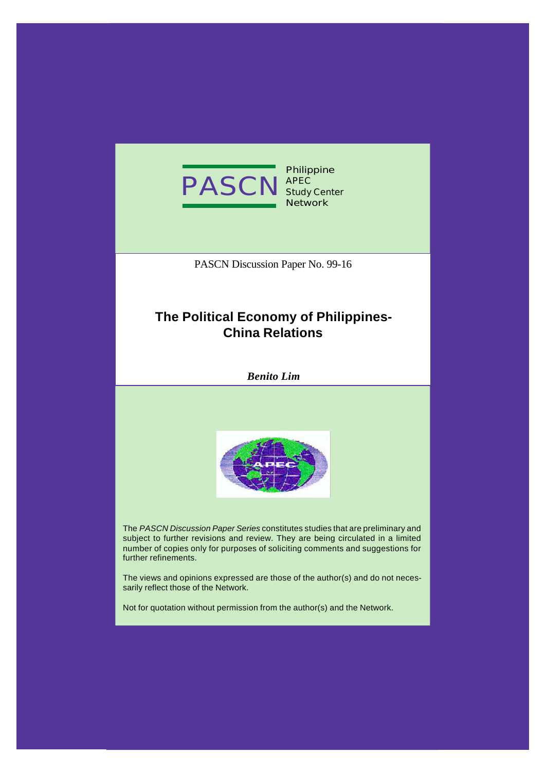PASCN Philippine APEC Study Center Network

PASCN Discussion Paper No. 99-16

# The Political Economy of Philippines-China Relations

***Benito Lim***

The *PASCN Discussion Paper Series* constitutes studies that are preliminary and subject to further revisions and review. They are being circulated in a limited number of copies only for purposes of soliciting comments and suggestions for further refinements.

The views and opinions expressed are those of the author(s) and do not necessarily reflect those of the Network.

Not for quotation without permission from the author(s) and the Network.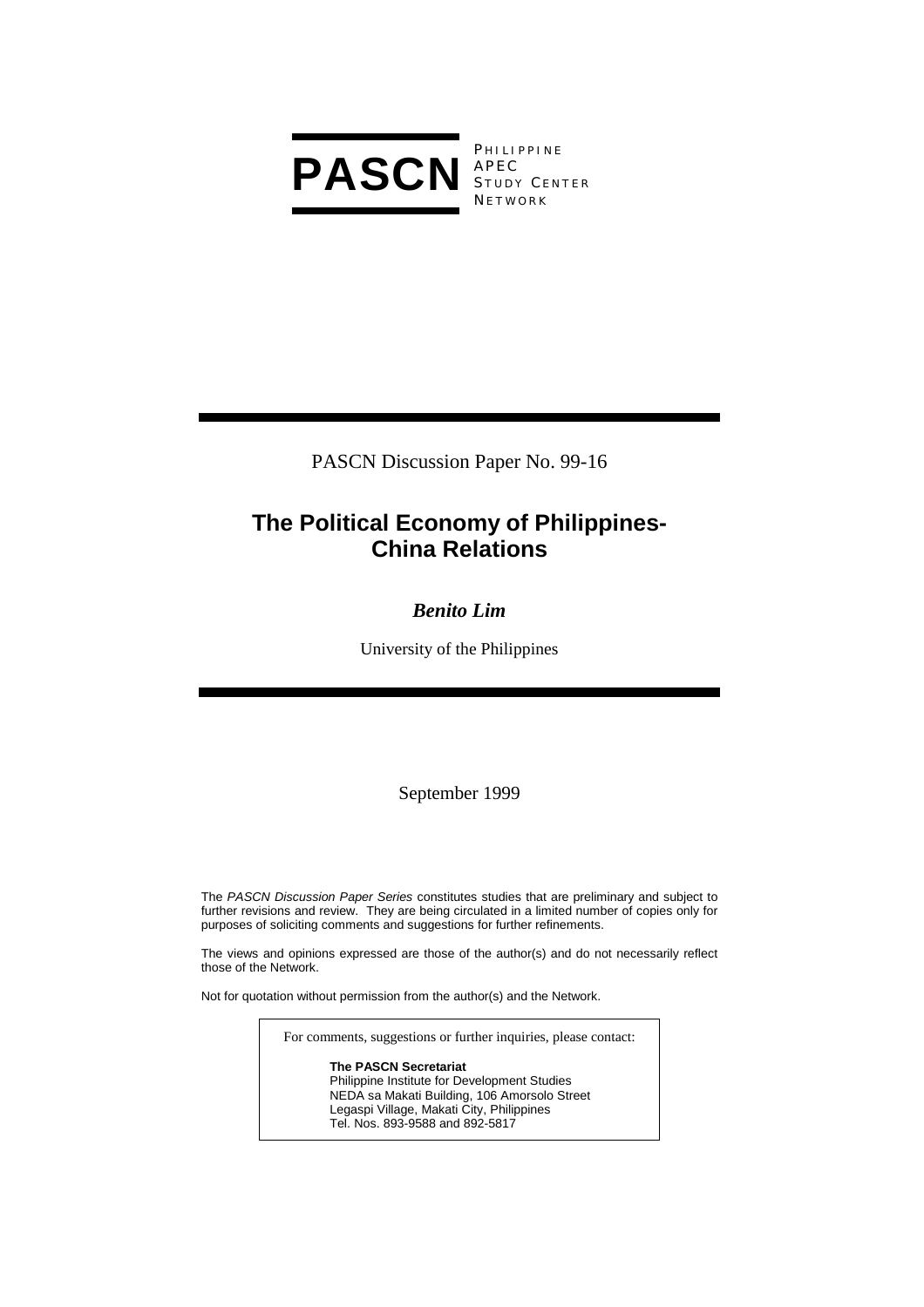**PASCN** PHILIPPINE APEC STUDY CENTER NETWORK

PASCN Discussion Paper No. 99-16

# The Political Economy of Philippines-China Relations

***Benito Lim***

University of the Philippines

September 1999

The *PASCN Discussion Paper Series* constitutes studies that are preliminary and subject to further revisions and review. They are being circulated in a limited number of copies only for purposes of soliciting comments and suggestions for further refinements.

The views and opinions expressed are those of the author(s) and do not necessarily reflect those of the Network.

Not for quotation without permission from the author(s) and the Network.

For comments, suggestions or further inquiries, please contact:

**The PASCN Secretariat**
Philippine Institute for Development Studies
NEDA sa Makati Building, 106 Amorsolo Street
Legaspi Village, Makati City, Philippines
Tel. Nos. 893-9588 and 892-5817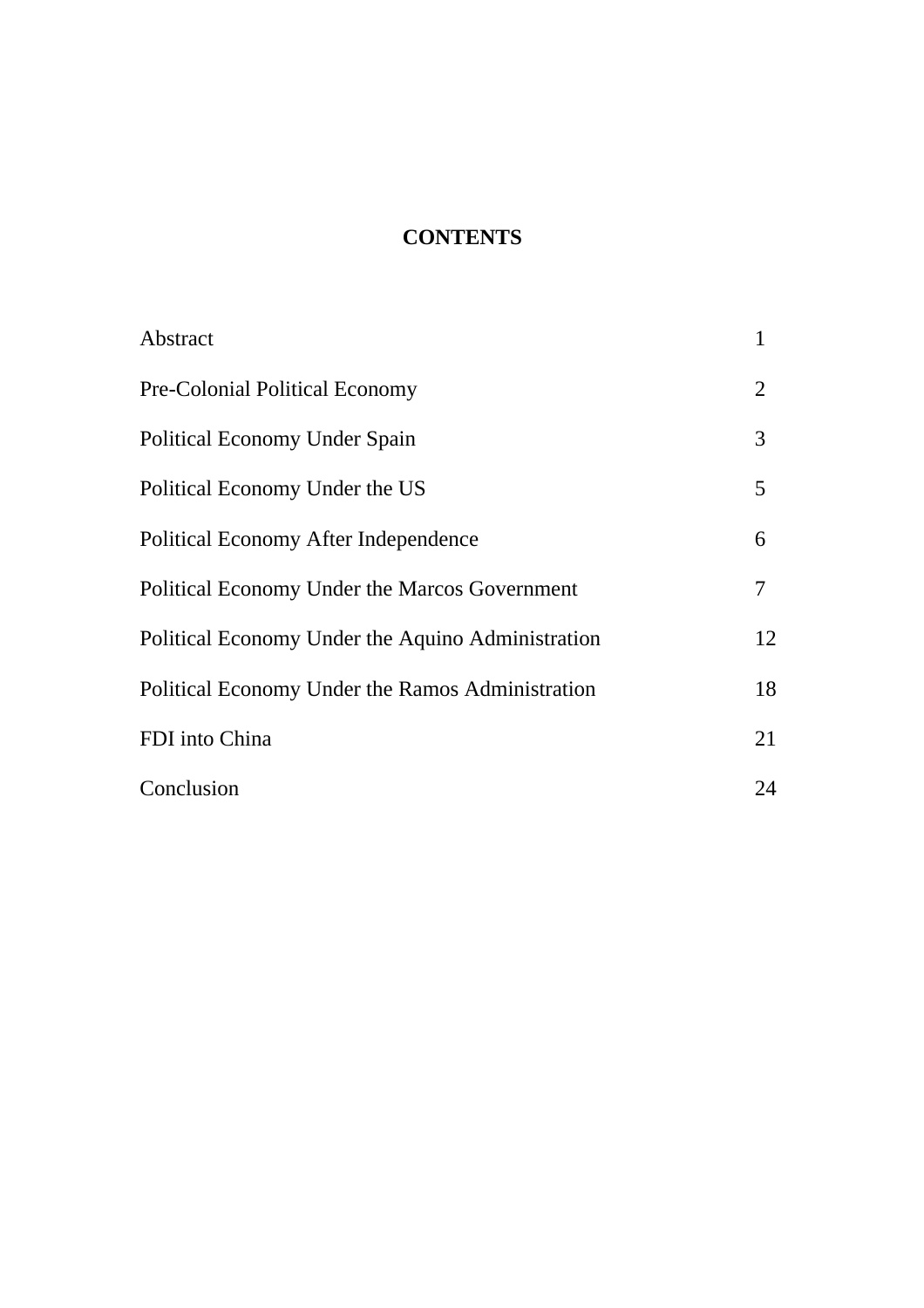# CONTENTS

| | |
|---|---|
| Abstract | 1 |
| Pre-Colonial Political Economy | 2 |
| Political Economy Under Spain | 3 |
| Political Economy Under the US | 5 |
| Political Economy After Independence | 6 |
| Political Economy Under the Marcos Government | 7 |
| Political Economy Under the Aquino Administration | 12 |
| Political Economy Under the Ramos Administration | 18 |
| FDI into China | 21 |
| Conclusion | 24 |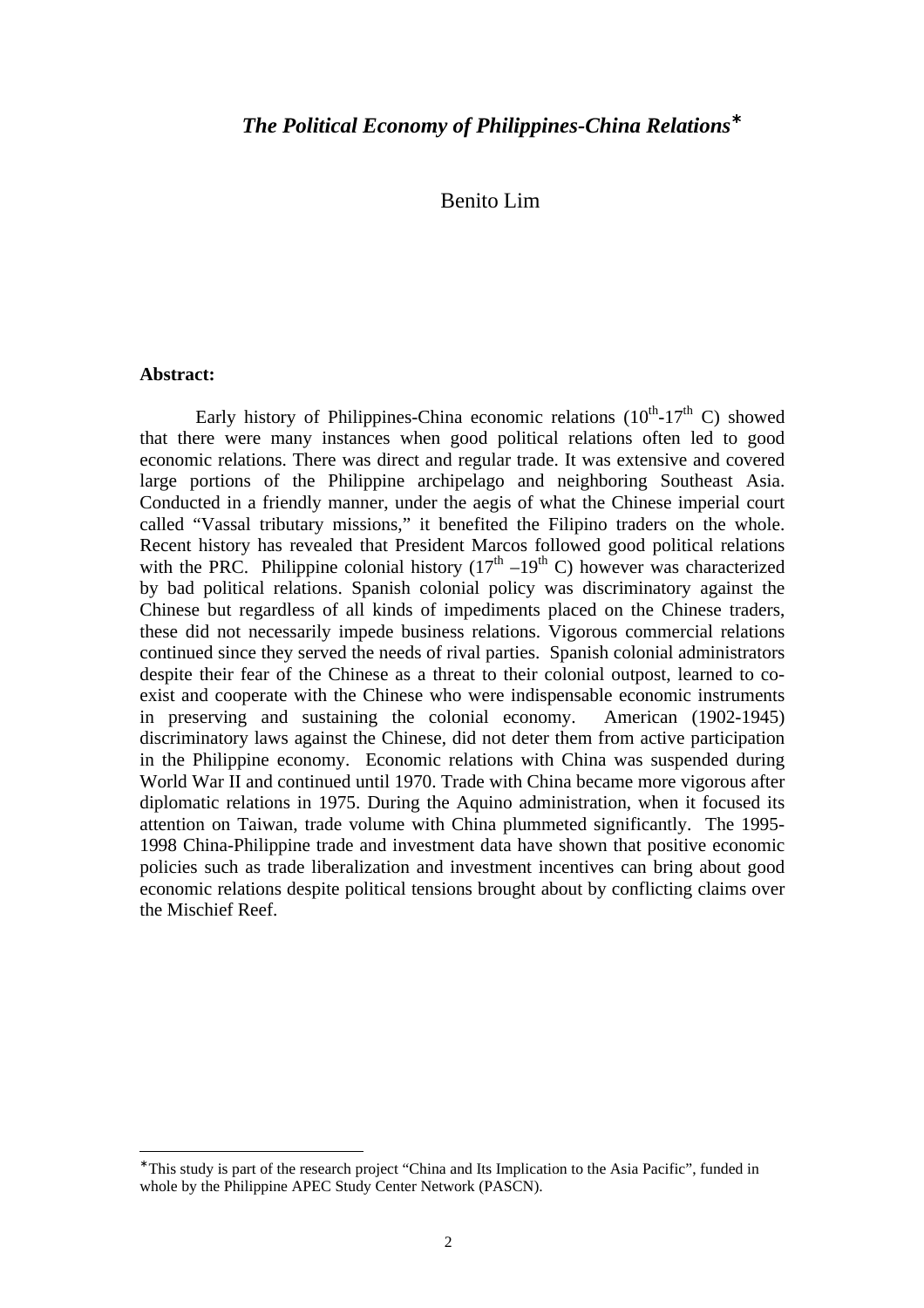# *The Political Economy of Philippines-China Relations*[*]

Benito Lim

**Abstract:**

Early history of Philippines-China economic relations ($10^{th}$-$17^{th}$ C) showed that there were many instances when good political relations often led to good economic relations. There was direct and regular trade. It was extensive and covered large portions of the Philippine archipelago and neighboring Southeast Asia. Conducted in a friendly manner, under the aegis of what the Chinese imperial court called "Vassal tributary missions," it benefited the Filipino traders on the whole. Recent history has revealed that President Marcos followed good political relations with the PRC. Philippine colonial history ($17^{th}$ –$19^{th}$ C) however was characterized by bad political relations. Spanish colonial policy was discriminatory against the Chinese but regardless of all kinds of impediments placed on the Chinese traders, these did not necessarily impede business relations. Vigorous commercial relations continued since they served the needs of rival parties. Spanish colonial administrators despite their fear of the Chinese as a threat to their colonial outpost, learned to co-exist and cooperate with the Chinese who were indispensable economic instruments in preserving and sustaining the colonial economy. American (1902-1945) discriminatory laws against the Chinese, did not deter them from active participation in the Philippine economy. Economic relations with China was suspended during World War II and continued until 1970. Trade with China became more vigorous after diplomatic relations in 1975. During the Aquino administration, when it focused its attention on Taiwan, trade volume with China plummeted significantly. The 1995-1998 China-Philippine trade and investment data have shown that positive economic policies such as trade liberalization and investment incentives can bring about good economic relations despite political tensions brought about by conflicting claims over the Mischief Reef.

---

[*] This study is part of the research project "China and Its Implication to the Asia Pacific", funded in whole by the Philippine APEC Study Center Network (PASCN).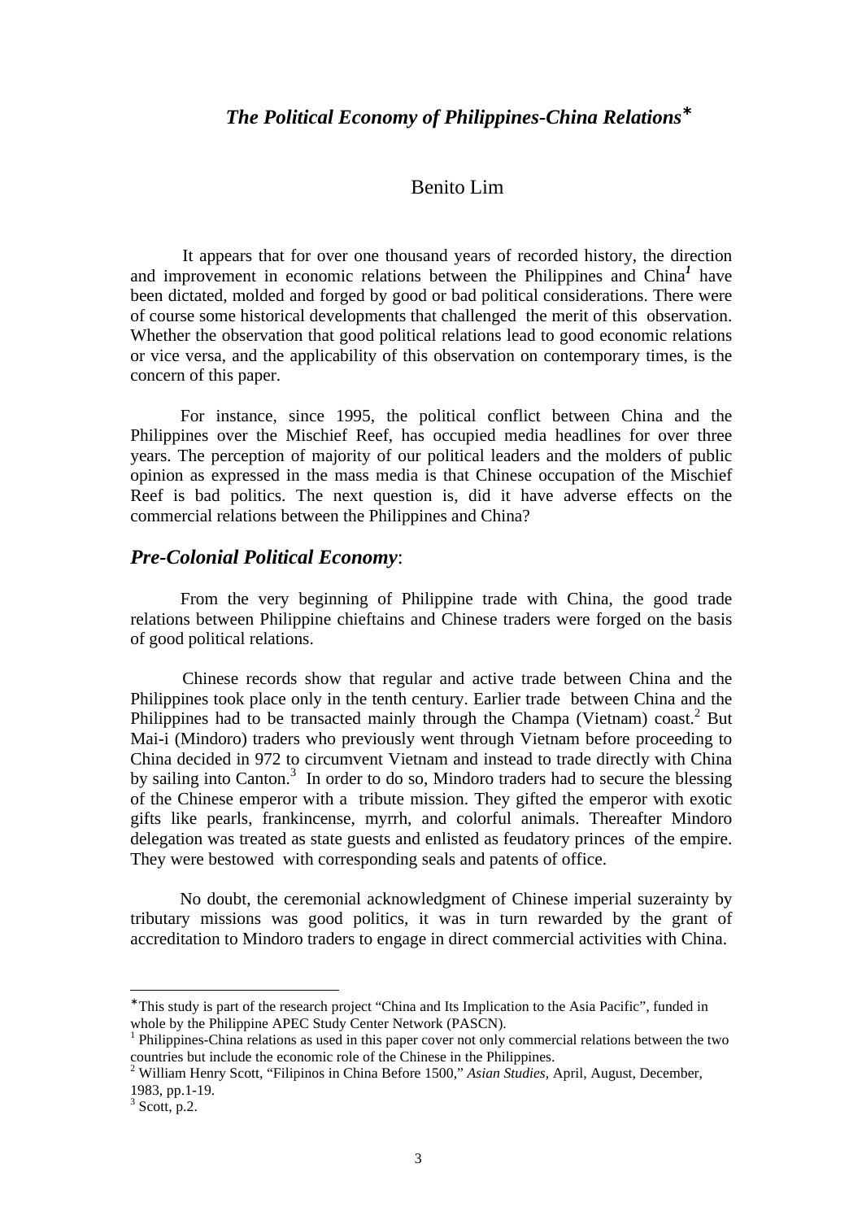# *The Political Economy of Philippines-China Relations*∗

## Benito Lim

It appears that for over one thousand years of recorded history, the direction and improvement in economic relations between the Philippines and China[1] have been dictated, molded and forged by good or bad political considerations. There were of course some historical developments that challenged the merit of this observation. Whether the observation that good political relations lead to good economic relations or vice versa, and the applicability of this observation on contemporary times, is the concern of this paper.

For instance, since 1995, the political conflict between China and the Philippines over the Mischief Reef, has occupied media headlines for over three years. The perception of majority of our political leaders and the molders of public opinion as expressed in the mass media is that Chinese occupation of the Mischief Reef is bad politics. The next question is, did it have adverse effects on the commercial relations between the Philippines and China?

## *Pre-Colonial Political Economy*:

From the very beginning of Philippine trade with China, the good trade relations between Philippine chieftains and Chinese traders were forged on the basis of good political relations.

Chinese records show that regular and active trade between China and the Philippines took place only in the tenth century. Earlier trade between China and the Philippines had to be transacted mainly through the Champa (Vietnam) coast.[2] But Mai-i (Mindoro) traders who previously went through Vietnam before proceeding to China decided in 972 to circumvent Vietnam and instead to trade directly with China by sailing into Canton.[3] In order to do so, Mindoro traders had to secure the blessing of the Chinese emperor with a tribute mission. They gifted the emperor with exotic gifts like pearls, frankincense, myrrh, and colorful animals. Thereafter Mindoro delegation was treated as state guests and enlisted as feudatory princes of the empire. They were bestowed with corresponding seals and patents of office.

No doubt, the ceremonial acknowledgment of Chinese imperial suzerainty by tributary missions was good politics, it was in turn rewarded by the grant of accreditation to Mindoro traders to engage in direct commercial activities with China.

---

∗This study is part of the research project "China and Its Implication to the Asia Pacific", funded in whole by the Philippine APEC Study Center Network (PASCN).

[1] Philippines-China relations as used in this paper cover not only commercial relations between the two countries but include the economic role of the Chinese in the Philippines.

[2] William Henry Scott, "Filipinos in China Before 1500," *Asian Studies*, April, August, December, 1983, pp.1-19.

[3] Scott, p.2.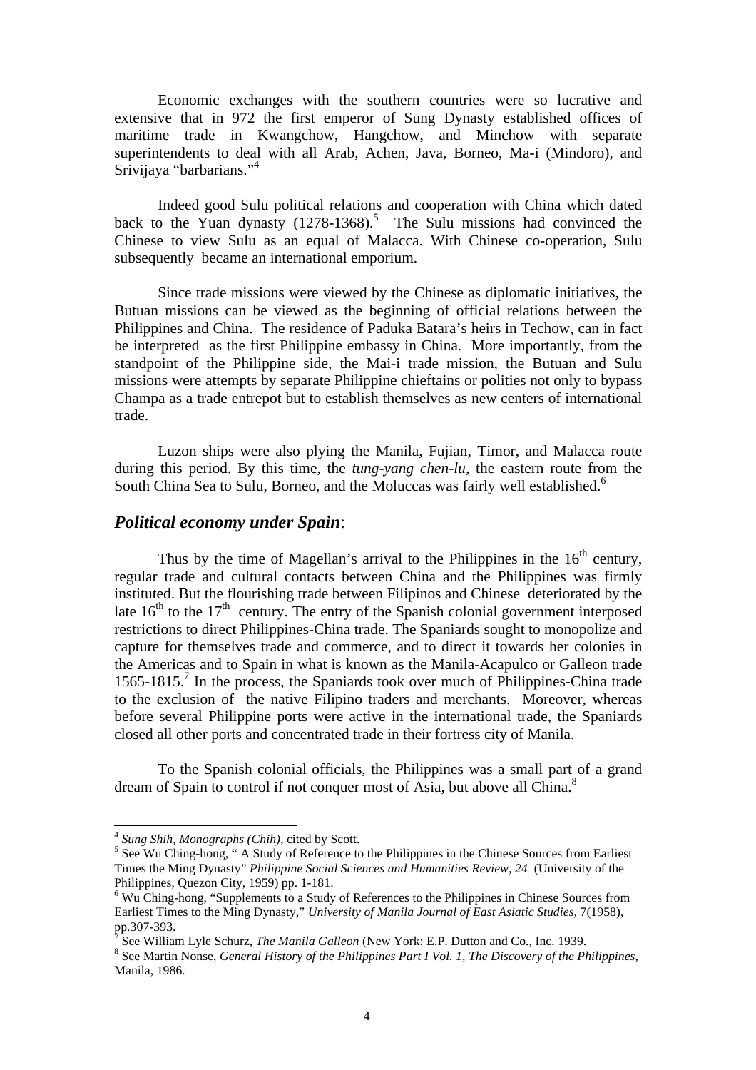Economic exchanges with the southern countries were so lucrative and extensive that in 972 the first emperor of Sung Dynasty established offices of maritime trade in Kwangchow, Hangchow, and Minchow with separate superintendents to deal with all Arab, Achen, Java, Borneo, Ma-i (Mindoro), and Srivijaya "barbarians."[4]

Indeed good Sulu political relations and cooperation with China which dated back to the Yuan dynasty (1278-1368).[5] The Sulu missions had convinced the Chinese to view Sulu as an equal of Malacca. With Chinese co-operation, Sulu subsequently became an international emporium.

Since trade missions were viewed by the Chinese as diplomatic initiatives, the Butuan missions can be viewed as the beginning of official relations between the Philippines and China. The residence of Paduka Batara's heirs in Techow, can in fact be interpreted as the first Philippine embassy in China. More importantly, from the standpoint of the Philippine side, the Mai-i trade mission, the Butuan and Sulu missions were attempts by separate Philippine chieftains or polities not only to bypass Champa as a trade entrepot but to establish themselves as new centers of international trade.

Luzon ships were also plying the Manila, Fujian, Timor, and Malacca route during this period. By this time, the *tung-yang chen-lu*, the eastern route from the South China Sea to Sulu, Borneo, and the Moluccas was fairly well established.[6]

## *Political economy under Spain*:

Thus by the time of Magellan's arrival to the Philippines in the 16th century, regular trade and cultural contacts between China and the Philippines was firmly instituted. But the flourishing trade between Filipinos and Chinese deteriorated by the late 16th to the 17th century. The entry of the Spanish colonial government interposed restrictions to direct Philippines-China trade. The Spaniards sought to monopolize and capture for themselves trade and commerce, and to direct it towards her colonies in the Americas and to Spain in what is known as the Manila-Acapulco or Galleon trade 1565-1815.[7] In the process, the Spaniards took over much of Philippines-China trade to the exclusion of the native Filipino traders and merchants. Moreover, whereas before several Philippine ports were active in the international trade, the Spaniards closed all other ports and concentrated trade in their fortress city of Manila.

To the Spanish colonial officials, the Philippines was a small part of a grand dream of Spain to control if not conquer most of Asia, but above all China.[8]

---

[4] *Sung Shih, Monographs (Chih)*, cited by Scott.

[5] See Wu Ching-hong, " A Study of Reference to the Philippines in the Chinese Sources from Earliest Times the Ming Dynasty" *Philippine Social Sciences and Humanities Review, 24* (University of the Philippines, Quezon City, 1959) pp. 1-181.

[6] Wu Ching-hong, "Supplements to a Study of References to the Philippines in Chinese Sources from Earliest Times to the Ming Dynasty," *University of Manila Journal of East Asiatic Studies,* 7(1958), pp.307-393.

[7] See William Lyle Schurz, *The Manila Galleon* (New York: E.P. Dutton and Co., Inc. 1939.

[8] See Martin Nonse, *General History of the Philippines Part I Vol. 1, The Discovery of the Philippines,* Manila, 1986.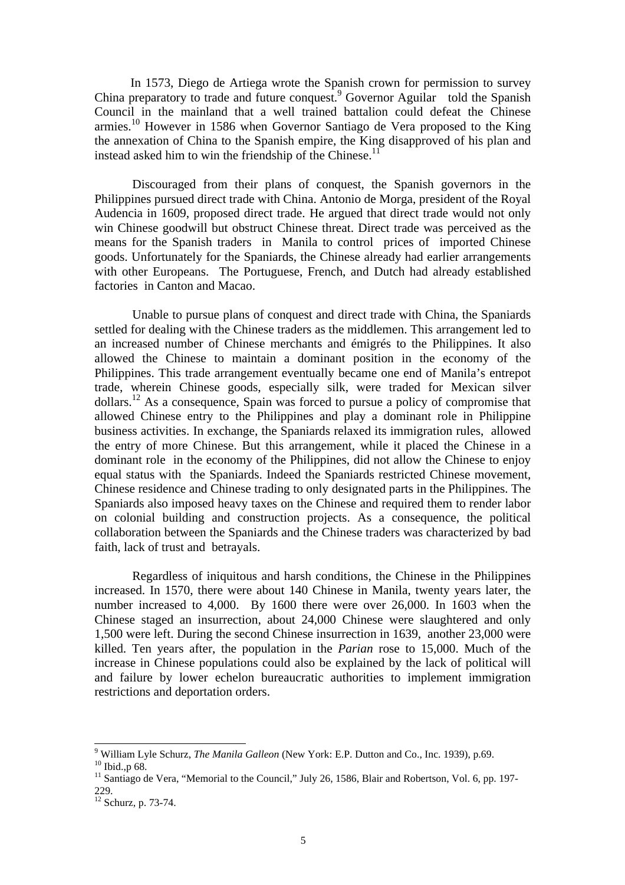In 1573, Diego de Artiega wrote the Spanish crown for permission to survey China preparatory to trade and future conquest.[9] Governor Aguilar told the Spanish Council in the mainland that a well trained battalion could defeat the Chinese armies.[10] However in 1586 when Governor Santiago de Vera proposed to the King the annexation of China to the Spanish empire, the King disapproved of his plan and instead asked him to win the friendship of the Chinese.[11]

Discouraged from their plans of conquest, the Spanish governors in the Philippines pursued direct trade with China. Antonio de Morga, president of the Royal Audencia in 1609, proposed direct trade. He argued that direct trade would not only win Chinese goodwill but obstruct Chinese threat. Direct trade was perceived as the means for the Spanish traders in Manila to control prices of imported Chinese goods. Unfortunately for the Spaniards, the Chinese already had earlier arrangements with other Europeans. The Portuguese, French, and Dutch had already established factories in Canton and Macao.

Unable to pursue plans of conquest and direct trade with China, the Spaniards settled for dealing with the Chinese traders as the middlemen. This arrangement led to an increased number of Chinese merchants and émigrés to the Philippines. It also allowed the Chinese to maintain a dominant position in the economy of the Philippines. This trade arrangement eventually became one end of Manila's entrepot trade, wherein Chinese goods, especially silk, were traded for Mexican silver dollars.[12] As a consequence, Spain was forced to pursue a policy of compromise that allowed Chinese entry to the Philippines and play a dominant role in Philippine business activities. In exchange, the Spaniards relaxed its immigration rules, allowed the entry of more Chinese. But this arrangement, while it placed the Chinese in a dominant role in the economy of the Philippines, did not allow the Chinese to enjoy equal status with the Spaniards. Indeed the Spaniards restricted Chinese movement, Chinese residence and Chinese trading to only designated parts in the Philippines. The Spaniards also imposed heavy taxes on the Chinese and required them to render labor on colonial building and construction projects. As a consequence, the political collaboration between the Spaniards and the Chinese traders was characterized by bad faith, lack of trust and betrayals.

Regardless of iniquitous and harsh conditions, the Chinese in the Philippines increased. In 1570, there were about 140 Chinese in Manila, twenty years later, the number increased to 4,000. By 1600 there were over 26,000. In 1603 when the Chinese staged an insurrection, about 24,000 Chinese were slaughtered and only 1,500 were left. During the second Chinese insurrection in 1639, another 23,000 were killed. Ten years after, the population in the *Parian* rose to 15,000. Much of the increase in Chinese populations could also be explained by the lack of political will and failure by lower echelon bureaucratic authorities to implement immigration restrictions and deportation orders.

---

[9] William Lyle Schurz, *The Manila Galleon* (New York: E.P. Dutton and Co., Inc. 1939), p.69.

[10] Ibid.,p 68.

[11] Santiago de Vera, "Memorial to the Council," July 26, 1586, Blair and Robertson, Vol. 6, pp. 197-229.

[12] Schurz, p. 73-74.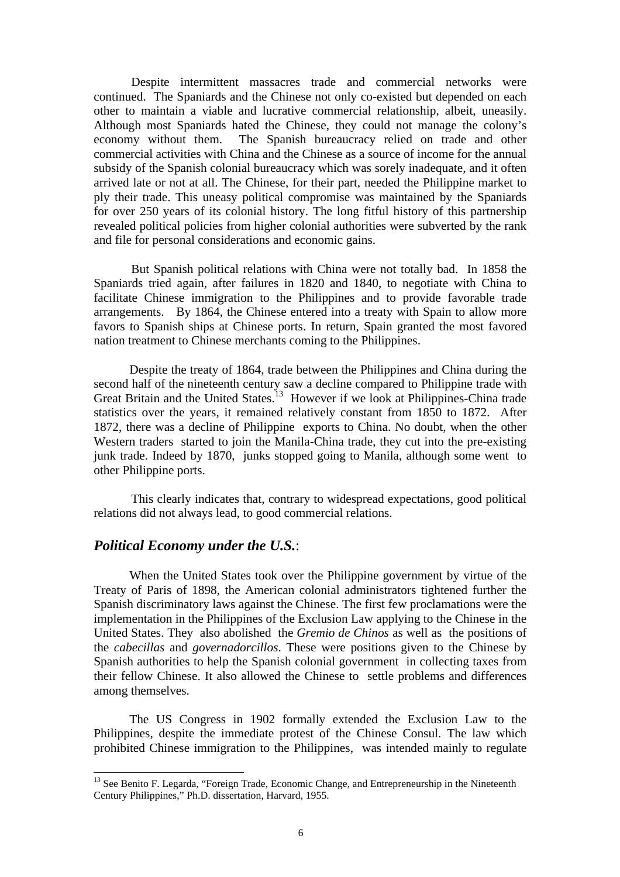Despite intermittent massacres trade and commercial networks were continued. The Spaniards and the Chinese not only co-existed but depended on each other to maintain a viable and lucrative commercial relationship, albeit, uneasily. Although most Spaniards hated the Chinese, they could not manage the colony's economy without them. The Spanish bureaucracy relied on trade and other commercial activities with China and the Chinese as a source of income for the annual subsidy of the Spanish colonial bureaucracy which was sorely inadequate, and it often arrived late or not at all. The Chinese, for their part, needed the Philippine market to ply their trade. This uneasy political compromise was maintained by the Spaniards for over 250 years of its colonial history. The long fitful history of this partnership revealed political policies from higher colonial authorities were subverted by the rank and file for personal considerations and economic gains.

But Spanish political relations with China were not totally bad. In 1858 the Spaniards tried again, after failures in 1820 and 1840, to negotiate with China to facilitate Chinese immigration to the Philippines and to provide favorable trade arrangements. By 1864, the Chinese entered into a treaty with Spain to allow more favors to Spanish ships at Chinese ports. In return, Spain granted the most favored nation treatment to Chinese merchants coming to the Philippines.

Despite the treaty of 1864, trade between the Philippines and China during the second half of the nineteenth century saw a decline compared to Philippine trade with Great Britain and the United States.[13] However if we look at Philippines-China trade statistics over the years, it remained relatively constant from 1850 to 1872. After 1872, there was a decline of Philippine exports to China. No doubt, when the other Western traders started to join the Manila-China trade, they cut into the pre-existing junk trade. Indeed by 1870, junks stopped going to Manila, although some went to other Philippine ports.

This clearly indicates that, contrary to widespread expectations, good political relations did not always lead, to good commercial relations.

## *Political Economy under the U.S.*:

When the United States took over the Philippine government by virtue of the Treaty of Paris of 1898, the American colonial administrators tightened further the Spanish discriminatory laws against the Chinese. The first few proclamations were the implementation in the Philippines of the Exclusion Law applying to the Chinese in the United States. They also abolished the *Gremio de Chinos* as well as the positions of the *cabecillas* and *governadorcillos*. These were positions given to the Chinese by Spanish authorities to help the Spanish colonial government in collecting taxes from their fellow Chinese. It also allowed the Chinese to settle problems and differences among themselves.

The US Congress in 1902 formally extended the Exclusion Law to the Philippines, despite the immediate protest of the Chinese Consul. The law which prohibited Chinese immigration to the Philippines, was intended mainly to regulate

---

[13] See Benito F. Legarda, "Foreign Trade, Economic Change, and Entrepreneurship in the Nineteenth Century Philippines," Ph.D. dissertation, Harvard, 1955.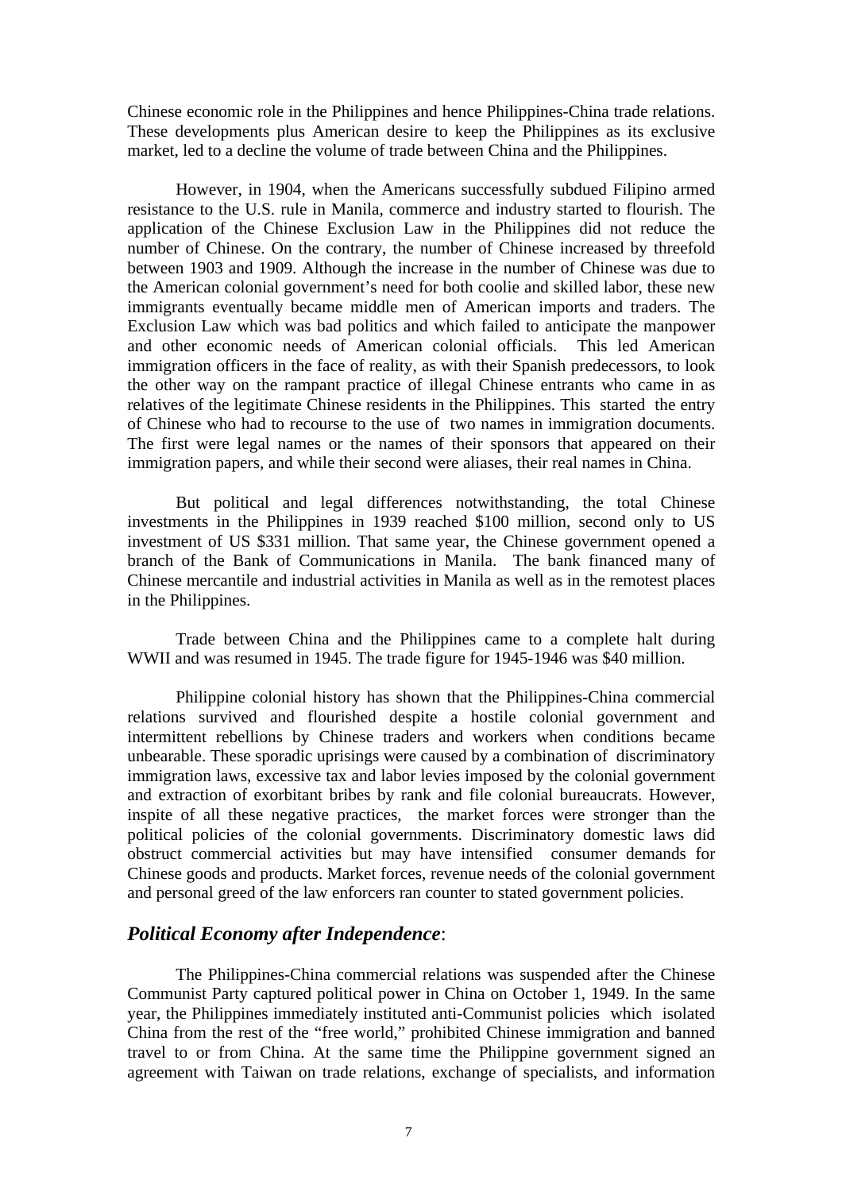Chinese economic role in the Philippines and hence Philippines-China trade relations. These developments plus American desire to keep the Philippines as its exclusive market, led to a decline the volume of trade between China and the Philippines.

However, in 1904, when the Americans successfully subdued Filipino armed resistance to the U.S. rule in Manila, commerce and industry started to flourish. The application of the Chinese Exclusion Law in the Philippines did not reduce the number of Chinese. On the contrary, the number of Chinese increased by threefold between 1903 and 1909. Although the increase in the number of Chinese was due to the American colonial government's need for both coolie and skilled labor, these new immigrants eventually became middle men of American imports and traders. The Exclusion Law which was bad politics and which failed to anticipate the manpower and other economic needs of American colonial officials. This led American immigration officers in the face of reality, as with their Spanish predecessors, to look the other way on the rampant practice of illegal Chinese entrants who came in as relatives of the legitimate Chinese residents in the Philippines. This started the entry of Chinese who had to recourse to the use of two names in immigration documents. The first were legal names or the names of their sponsors that appeared on their immigration papers, and while their second were aliases, their real names in China.

But political and legal differences notwithstanding, the total Chinese investments in the Philippines in 1939 reached $100 million, second only to US investment of US $331 million. That same year, the Chinese government opened a branch of the Bank of Communications in Manila. The bank financed many of Chinese mercantile and industrial activities in Manila as well as in the remotest places in the Philippines.

Trade between China and the Philippines came to a complete halt during WWII and was resumed in 1945. The trade figure for 1945-1946 was $40 million.

Philippine colonial history has shown that the Philippines-China commercial relations survived and flourished despite a hostile colonial government and intermittent rebellions by Chinese traders and workers when conditions became unbearable. These sporadic uprisings were caused by a combination of discriminatory immigration laws, excessive tax and labor levies imposed by the colonial government and extraction of exorbitant bribes by rank and file colonial bureaucrats. However, inspite of all these negative practices, the market forces were stronger than the political policies of the colonial governments. Discriminatory domestic laws did obstruct commercial activities but may have intensified consumer demands for Chinese goods and products. Market forces, revenue needs of the colonial government and personal greed of the law enforcers ran counter to stated government policies.

## *Political Economy after Independence*:

The Philippines-China commercial relations was suspended after the Chinese Communist Party captured political power in China on October 1, 1949. In the same year, the Philippines immediately instituted anti-Communist policies which isolated China from the rest of the "free world," prohibited Chinese immigration and banned travel to or from China. At the same time the Philippine government signed an agreement with Taiwan on trade relations, exchange of specialists, and information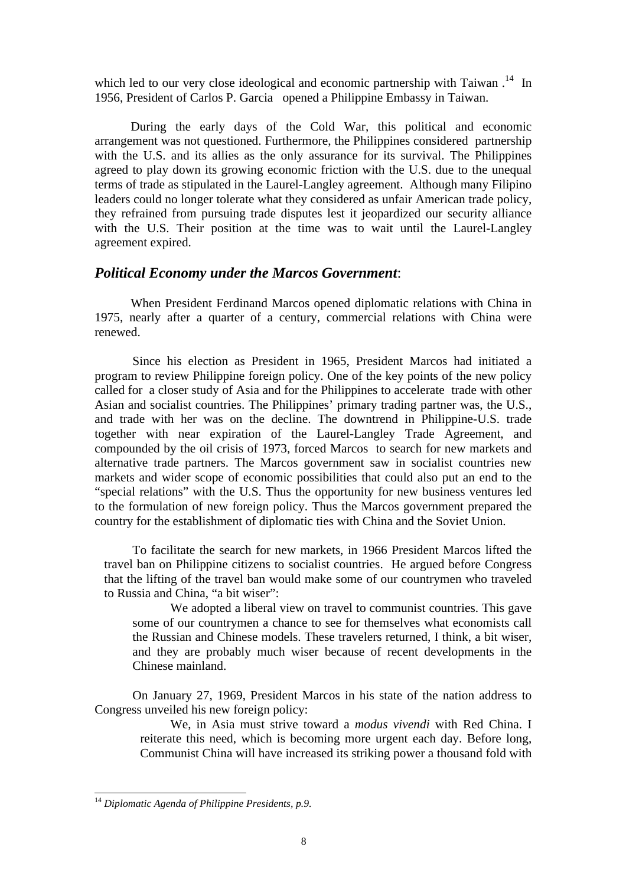which led to our very close ideological and economic partnership with Taiwan .[14] In 1956, President of Carlos P. Garcia opened a Philippine Embassy in Taiwan.

During the early days of the Cold War, this political and economic arrangement was not questioned. Furthermore, the Philippines considered partnership with the U.S. and its allies as the only assurance for its survival. The Philippines agreed to play down its growing economic friction with the U.S. due to the unequal terms of trade as stipulated in the Laurel-Langley agreement. Although many Filipino leaders could no longer tolerate what they considered as unfair American trade policy, they refrained from pursuing trade disputes lest it jeopardized our security alliance with the U.S. Their position at the time was to wait until the Laurel-Langley agreement expired.

## *Political Economy under the Marcos Government*:

When President Ferdinand Marcos opened diplomatic relations with China in 1975, nearly after a quarter of a century, commercial relations with China were renewed.

Since his election as President in 1965, President Marcos had initiated a program to review Philippine foreign policy. One of the key points of the new policy called for a closer study of Asia and for the Philippines to accelerate trade with other Asian and socialist countries. The Philippines' primary trading partner was, the U.S., and trade with her was on the decline. The downtrend in Philippine-U.S. trade together with near expiration of the Laurel-Langley Trade Agreement, and compounded by the oil crisis of 1973, forced Marcos to search for new markets and alternative trade partners. The Marcos government saw in socialist countries new markets and wider scope of economic possibilities that could also put an end to the "special relations" with the U.S. Thus the opportunity for new business ventures led to the formulation of new foreign policy. Thus the Marcos government prepared the country for the establishment of diplomatic ties with China and the Soviet Union.

To facilitate the search for new markets, in 1966 President Marcos lifted the travel ban on Philippine citizens to socialist countries. He argued before Congress that the lifting of the travel ban would make some of our countrymen who traveled to Russia and China, "a bit wiser":

> We adopted a liberal view on travel to communist countries. This gave some of our countrymen a chance to see for themselves what economists call the Russian and Chinese models. These travelers returned, I think, a bit wiser, and they are probably much wiser because of recent developments in the Chinese mainland.

On January 27, 1969, President Marcos in his state of the nation address to Congress unveiled his new foreign policy:

> We, in Asia must strive toward a *modus vivendi* with Red China. I reiterate this need, which is becoming more urgent each day. Before long, Communist China will have increased its striking power a thousand fold with

---

[14] *Diplomatic Agenda of Philippine Presidents, p.9.*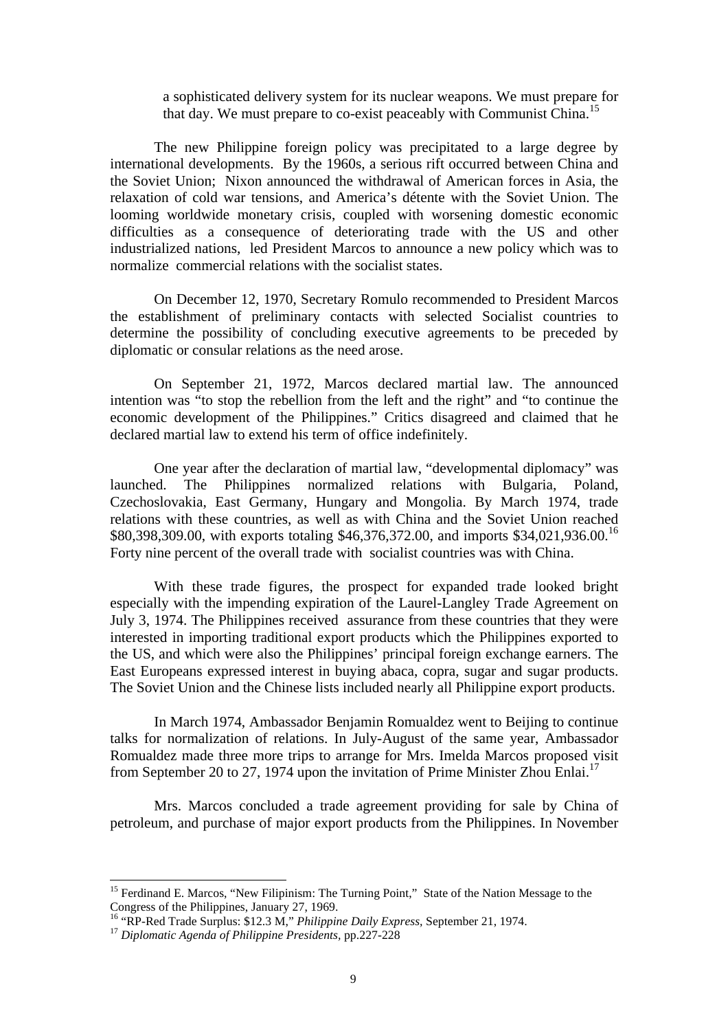> a sophisticated delivery system for its nuclear weapons. We must prepare for that day. We must prepare to co-exist peaceably with Communist China.[15]

The new Philippine foreign policy was precipitated to a large degree by international developments. By the 1960s, a serious rift occurred between China and the Soviet Union; Nixon announced the withdrawal of American forces in Asia, the relaxation of cold war tensions, and America's détente with the Soviet Union. The looming worldwide monetary crisis, coupled with worsening domestic economic difficulties as a consequence of deteriorating trade with the US and other industrialized nations, led President Marcos to announce a new policy which was to normalize commercial relations with the socialist states.

On December 12, 1970, Secretary Romulo recommended to President Marcos the establishment of preliminary contacts with selected Socialist countries to determine the possibility of concluding executive agreements to be preceded by diplomatic or consular relations as the need arose.

On September 21, 1972, Marcos declared martial law. The announced intention was "to stop the rebellion from the left and the right" and "to continue the economic development of the Philippines." Critics disagreed and claimed that he declared martial law to extend his term of office indefinitely.

One year after the declaration of martial law, "developmental diplomacy" was launched. The Philippines normalized relations with Bulgaria, Poland, Czechoslovakia, East Germany, Hungary and Mongolia. By March 1974, trade relations with these countries, as well as with China and the Soviet Union reached \$80,398,309.00, with exports totaling \$46,376,372.00, and imports \$34,021,936.00.[16] Forty nine percent of the overall trade with socialist countries was with China.

With these trade figures, the prospect for expanded trade looked bright especially with the impending expiration of the Laurel-Langley Trade Agreement on July 3, 1974. The Philippines received assurance from these countries that they were interested in importing traditional export products which the Philippines exported to the US, and which were also the Philippines' principal foreign exchange earners. The East Europeans expressed interest in buying abaca, copra, sugar and sugar products. The Soviet Union and the Chinese lists included nearly all Philippine export products.

In March 1974, Ambassador Benjamin Romualdez went to Beijing to continue talks for normalization of relations. In July-August of the same year, Ambassador Romualdez made three more trips to arrange for Mrs. Imelda Marcos proposed visit from September 20 to 27, 1974 upon the invitation of Prime Minister Zhou Enlai.[17]

Mrs. Marcos concluded a trade agreement providing for sale by China of petroleum, and purchase of major export products from the Philippines. In November

---

[15] Ferdinand E. Marcos, "New Filipinism: The Turning Point," State of the Nation Message to the Congress of the Philippines, January 27, 1969.

[16] "RP-Red Trade Surplus: \$12.3 M," *Philippine Daily Express*, September 21, 1974.

[17] *Diplomatic Agenda of Philippine Presidents*, pp.227-228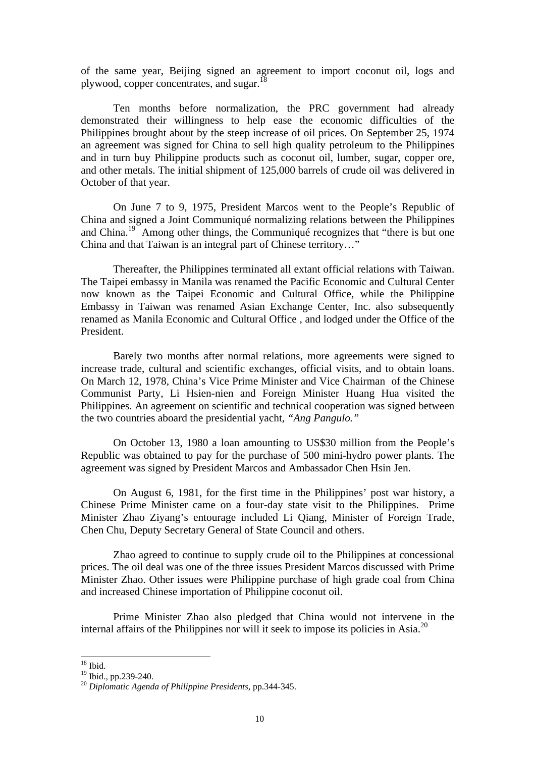of the same year, Beijing signed an agreement to import coconut oil, logs and plywood, copper concentrates, and sugar.[18]

Ten months before normalization, the PRC government had already demonstrated their willingness to help ease the economic difficulties of the Philippines brought about by the steep increase of oil prices. On September 25, 1974 an agreement was signed for China to sell high quality petroleum to the Philippines and in turn buy Philippine products such as coconut oil, lumber, sugar, copper ore, and other metals. The initial shipment of 125,000 barrels of crude oil was delivered in October of that year.

On June 7 to 9, 1975, President Marcos went to the People's Republic of China and signed a Joint Communiqué normalizing relations between the Philippines and China.[19] Among other things, the Communiqué recognizes that "there is but one China and that Taiwan is an integral part of Chinese territory…"

Thereafter, the Philippines terminated all extant official relations with Taiwan. The Taipei embassy in Manila was renamed the Pacific Economic and Cultural Center now known as the Taipei Economic and Cultural Office, while the Philippine Embassy in Taiwan was renamed Asian Exchange Center, Inc. also subsequently renamed as Manila Economic and Cultural Office , and lodged under the Office of the President.

Barely two months after normal relations, more agreements were signed to increase trade, cultural and scientific exchanges, official visits, and to obtain loans. On March 12, 1978, China's Vice Prime Minister and Vice Chairman of the Chinese Communist Party, Li Hsien-nien and Foreign Minister Huang Hua visited the Philippines. An agreement on scientific and technical cooperation was signed between the two countries aboard the presidential yacht, *"Ang Pangulo."*

On October 13, 1980 a loan amounting to US$30 million from the People's Republic was obtained to pay for the purchase of 500 mini-hydro power plants. The agreement was signed by President Marcos and Ambassador Chen Hsin Jen.

On August 6, 1981, for the first time in the Philippines' post war history, a Chinese Prime Minister came on a four-day state visit to the Philippines. Prime Minister Zhao Ziyang's entourage included Li Qiang, Minister of Foreign Trade, Chen Chu, Deputy Secretary General of State Council and others.

Zhao agreed to continue to supply crude oil to the Philippines at concessional prices. The oil deal was one of the three issues President Marcos discussed with Prime Minister Zhao. Other issues were Philippine purchase of high grade coal from China and increased Chinese importation of Philippine coconut oil.

Prime Minister Zhao also pledged that China would not intervene in the internal affairs of the Philippines nor will it seek to impose its policies in Asia.[20]

---

[18] Ibid.

[19] Ibid., pp.239-240.

[20] *Diplomatic Agenda of Philippine Presidents,* pp.344-345.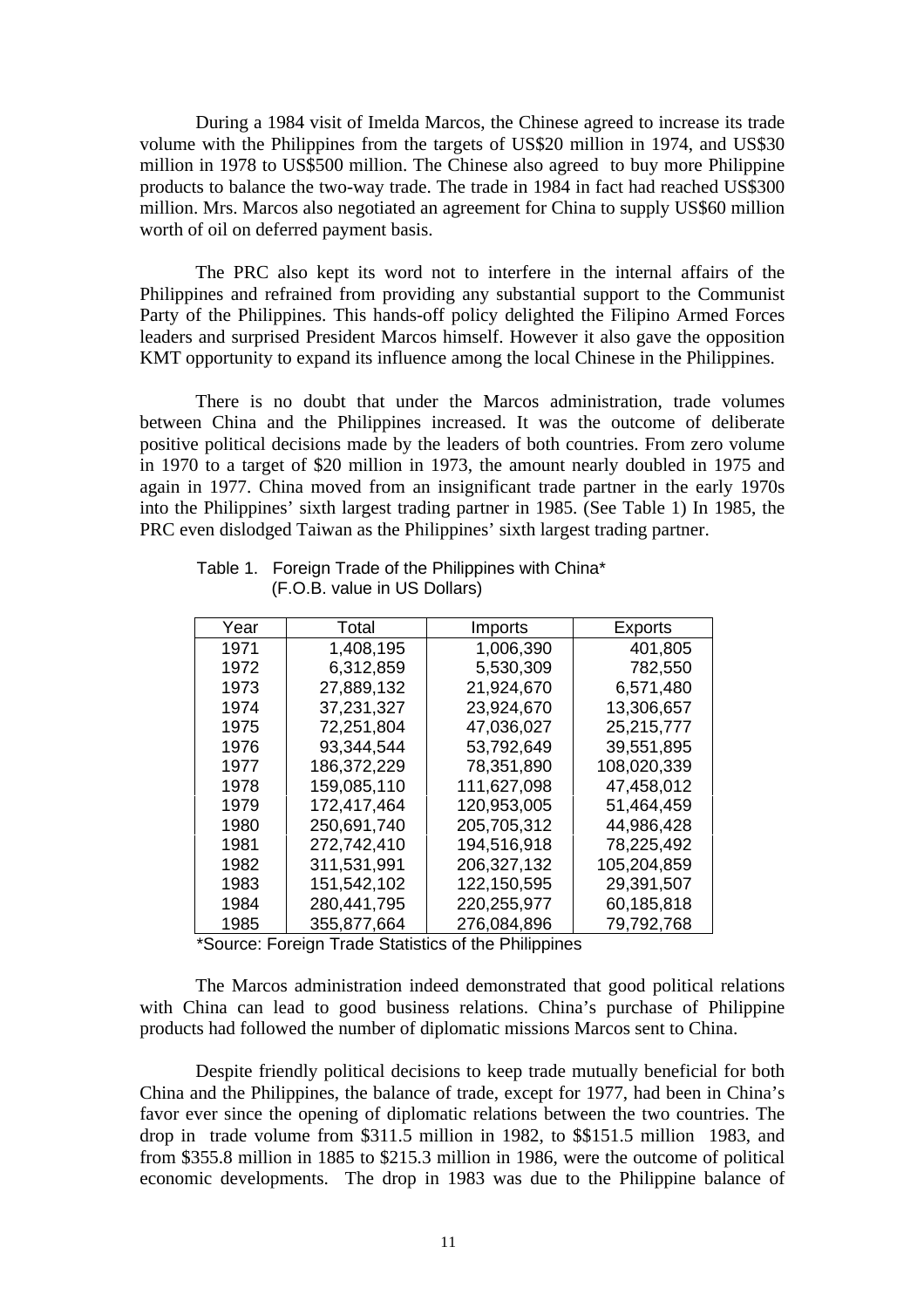During a 1984 visit of Imelda Marcos, the Chinese agreed to increase its trade volume with the Philippines from the targets of US$20 million in 1974, and US$30 million in 1978 to US$500 million. The Chinese also agreed to buy more Philippine products to balance the two-way trade. The trade in 1984 in fact had reached US$300 million. Mrs. Marcos also negotiated an agreement for China to supply US$60 million worth of oil on deferred payment basis.

The PRC also kept its word not to interfere in the internal affairs of the Philippines and refrained from providing any substantial support to the Communist Party of the Philippines. This hands-off policy delighted the Filipino Armed Forces leaders and surprised President Marcos himself. However it also gave the opposition KMT opportunity to expand its influence among the local Chinese in the Philippines.

There is no doubt that under the Marcos administration, trade volumes between China and the Philippines increased. It was the outcome of deliberate positive political decisions made by the leaders of both countries. From zero volume in 1970 to a target of $20 million in 1973, the amount nearly doubled in 1975 and again in 1977. China moved from an insignificant trade partner in the early 1970s into the Philippines' sixth largest trading partner in 1985. (See Table 1) In 1985, the PRC even dislodged Taiwan as the Philippines' sixth largest trading partner.

Table 1. Foreign Trade of the Philippines with China*
(F.O.B. value in US Dollars)

| Year | Total | Imports | Exports |
|---|---|---|---|
| 1971 | 1,408,195 | 1,006,390 | 401,805 |
| 1972 | 6,312,859 | 5,530,309 | 782,550 |
| 1973 | 27,889,132 | 21,924,670 | 6,571,480 |
| 1974 | 37,231,327 | 23,924,670 | 13,306,657 |
| 1975 | 72,251,804 | 47,036,027 | 25,215,777 |
| 1976 | 93,344,544 | 53,792,649 | 39,551,895 |
| 1977 | 186,372,229 | 78,351,890 | 108,020,339 |
| 1978 | 159,085,110 | 111,627,098 | 47,458,012 |
| 1979 | 172,417,464 | 120,953,005 | 51,464,459 |
| 1980 | 250,691,740 | 205,705,312 | 44,986,428 |
| 1981 | 272,742,410 | 194,516,918 | 78,225,492 |
| 1982 | 311,531,991 | 206,327,132 | 105,204,859 |
| 1983 | 151,542,102 | 122,150,595 | 29,391,507 |
| 1984 | 280,441,795 | 220,255,977 | 60,185,818 |
| 1985 | 355,877,664 | 276,084,896 | 79,792,768 |

*Source: Foreign Trade Statistics of the Philippines

The Marcos administration indeed demonstrated that good political relations with China can lead to good business relations. China's purchase of Philippine products had followed the number of diplomatic missions Marcos sent to China.

Despite friendly political decisions to keep trade mutually beneficial for both China and the Philippines, the balance of trade, except for 1977, had been in China's favor ever since the opening of diplomatic relations between the two countries. The drop in trade volume from $311.5 million in 1982, to $$151.5 million 1983, and from $355.8 million in 1885 to $215.3 million in 1986, were the outcome of political economic developments. The drop in 1983 was due to the Philippine balance of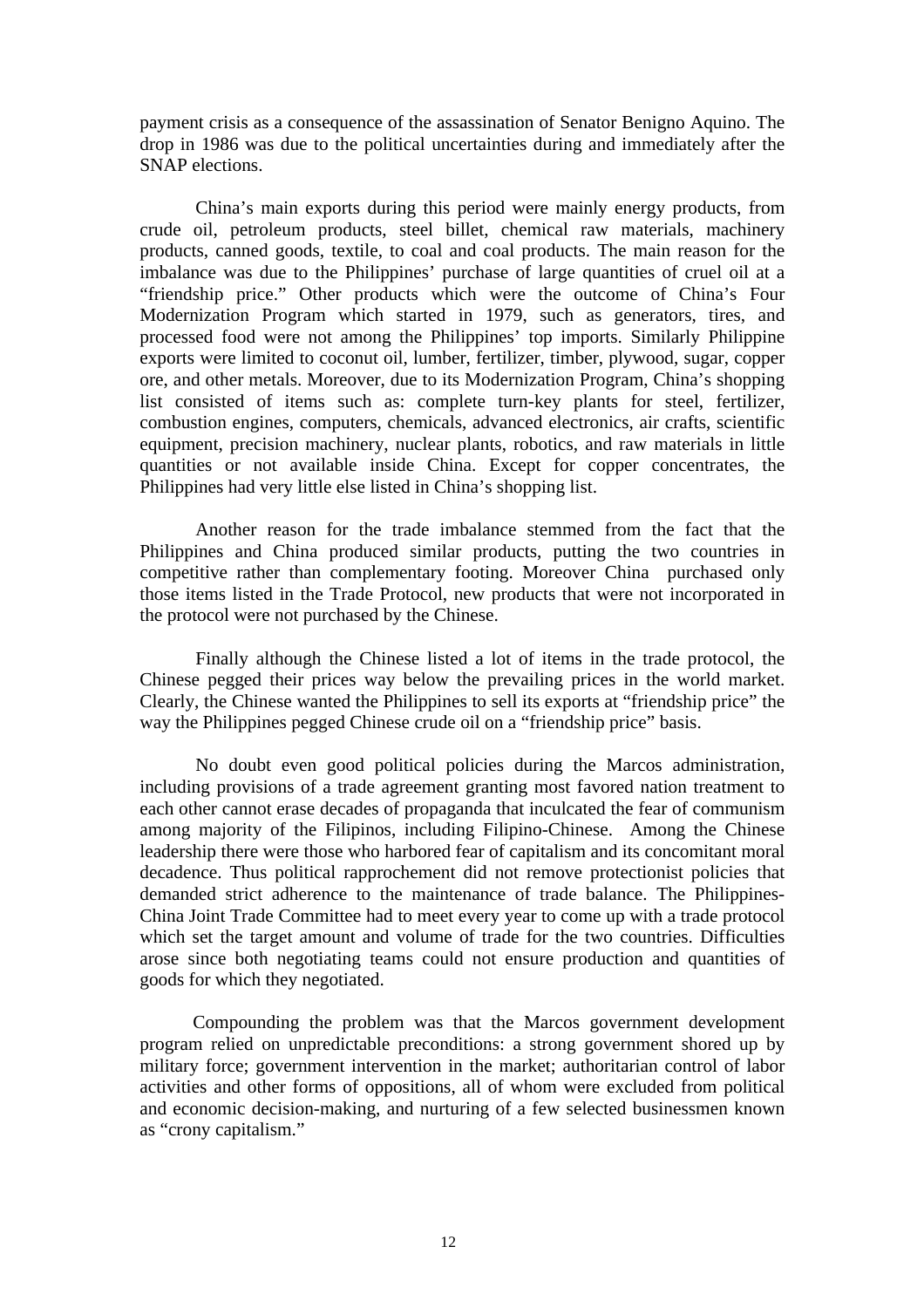payment crisis as a consequence of the assassination of Senator Benigno Aquino. The drop in 1986 was due to the political uncertainties during and immediately after the SNAP elections.

China's main exports during this period were mainly energy products, from crude oil, petroleum products, steel billet, chemical raw materials, machinery products, canned goods, textile, to coal and coal products. The main reason for the imbalance was due to the Philippines' purchase of large quantities of cruel oil at a "friendship price." Other products which were the outcome of China's Four Modernization Program which started in 1979, such as generators, tires, and processed food were not among the Philippines' top imports. Similarly Philippine exports were limited to coconut oil, lumber, fertilizer, timber, plywood, sugar, copper ore, and other metals. Moreover, due to its Modernization Program, China's shopping list consisted of items such as: complete turn-key plants for steel, fertilizer, combustion engines, computers, chemicals, advanced electronics, air crafts, scientific equipment, precision machinery, nuclear plants, robotics, and raw materials in little quantities or not available inside China. Except for copper concentrates, the Philippines had very little else listed in China's shopping list.

Another reason for the trade imbalance stemmed from the fact that the Philippines and China produced similar products, putting the two countries in competitive rather than complementary footing. Moreover China purchased only those items listed in the Trade Protocol, new products that were not incorporated in the protocol were not purchased by the Chinese.

Finally although the Chinese listed a lot of items in the trade protocol, the Chinese pegged their prices way below the prevailing prices in the world market. Clearly, the Chinese wanted the Philippines to sell its exports at "friendship price" the way the Philippines pegged Chinese crude oil on a "friendship price" basis.

No doubt even good political policies during the Marcos administration, including provisions of a trade agreement granting most favored nation treatment to each other cannot erase decades of propaganda that inculcated the fear of communism among majority of the Filipinos, including Filipino-Chinese. Among the Chinese leadership there were those who harbored fear of capitalism and its concomitant moral decadence. Thus political rapprochement did not remove protectionist policies that demanded strict adherence to the maintenance of trade balance. The Philippines-China Joint Trade Committee had to meet every year to come up with a trade protocol which set the target amount and volume of trade for the two countries. Difficulties arose since both negotiating teams could not ensure production and quantities of goods for which they negotiated.

Compounding the problem was that the Marcos government development program relied on unpredictable preconditions: a strong government shored up by military force; government intervention in the market; authoritarian control of labor activities and other forms of oppositions, all of whom were excluded from political and economic decision-making, and nurturing of a few selected businessmen known as "crony capitalism."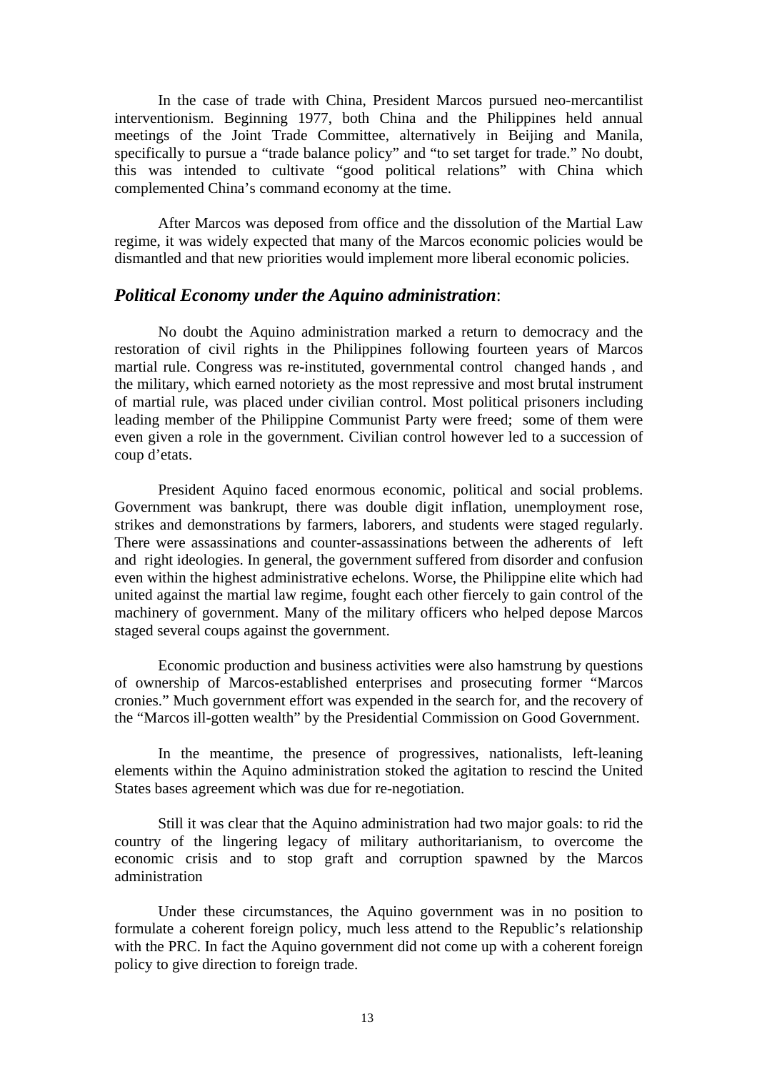In the case of trade with China, President Marcos pursued neo-mercantilist interventionism. Beginning 1977, both China and the Philippines held annual meetings of the Joint Trade Committee, alternatively in Beijing and Manila, specifically to pursue a "trade balance policy" and "to set target for trade." No doubt, this was intended to cultivate "good political relations" with China which complemented China's command economy at the time.

After Marcos was deposed from office and the dissolution of the Martial Law regime, it was widely expected that many of the Marcos economic policies would be dismantled and that new priorities would implement more liberal economic policies.

## *Political Economy under the Aquino administration*:

No doubt the Aquino administration marked a return to democracy and the restoration of civil rights in the Philippines following fourteen years of Marcos martial rule. Congress was re-instituted, governmental control changed hands , and the military, which earned notoriety as the most repressive and most brutal instrument of martial rule, was placed under civilian control. Most political prisoners including leading member of the Philippine Communist Party were freed; some of them were even given a role in the government. Civilian control however led to a succession of coup d'etats.

President Aquino faced enormous economic, political and social problems. Government was bankrupt, there was double digit inflation, unemployment rose, strikes and demonstrations by farmers, laborers, and students were staged regularly. There were assassinations and counter-assassinations between the adherents of left and right ideologies. In general, the government suffered from disorder and confusion even within the highest administrative echelons. Worse, the Philippine elite which had united against the martial law regime, fought each other fiercely to gain control of the machinery of government. Many of the military officers who helped depose Marcos staged several coups against the government.

Economic production and business activities were also hamstrung by questions of ownership of Marcos-established enterprises and prosecuting former "Marcos cronies." Much government effort was expended in the search for, and the recovery of the "Marcos ill-gotten wealth" by the Presidential Commission on Good Government.

In the meantime, the presence of progressives, nationalists, left-leaning elements within the Aquino administration stoked the agitation to rescind the United States bases agreement which was due for re-negotiation.

Still it was clear that the Aquino administration had two major goals: to rid the country of the lingering legacy of military authoritarianism, to overcome the economic crisis and to stop graft and corruption spawned by the Marcos administration

Under these circumstances, the Aquino government was in no position to formulate a coherent foreign policy, much less attend to the Republic's relationship with the PRC. In fact the Aquino government did not come up with a coherent foreign policy to give direction to foreign trade.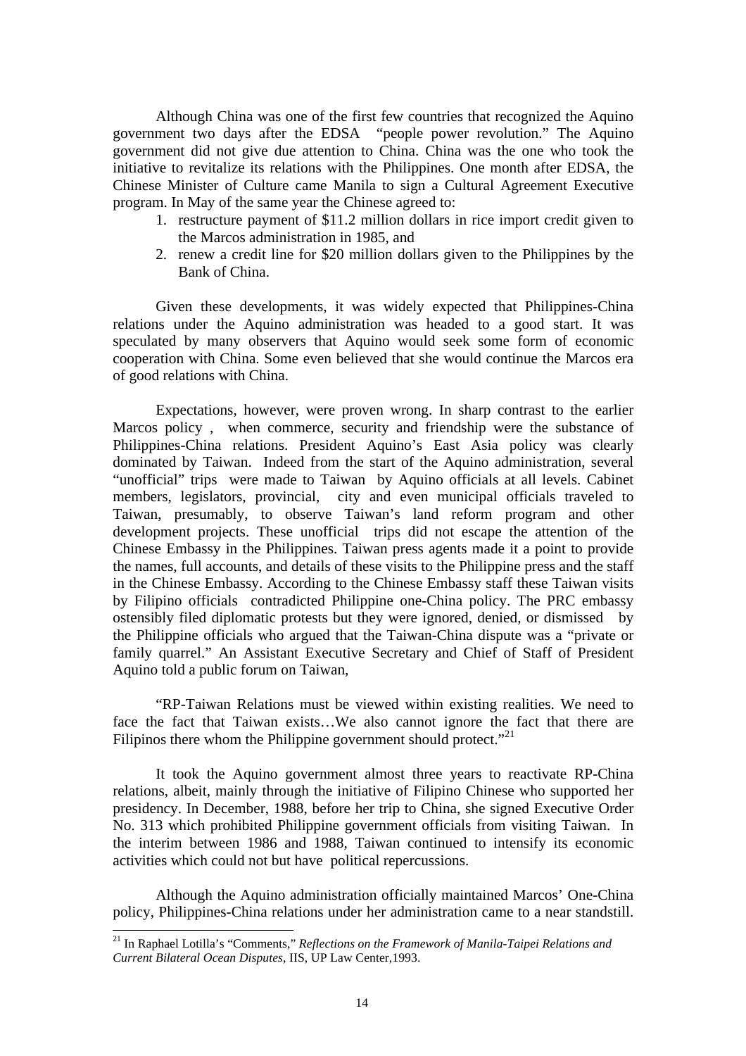Although China was one of the first few countries that recognized the Aquino government two days after the EDSA "people power revolution." The Aquino government did not give due attention to China. China was the one who took the initiative to revitalize its relations with the Philippines. One month after EDSA, the Chinese Minister of Culture came Manila to sign a Cultural Agreement Executive program. In May of the same year the Chinese agreed to:

1. restructure payment of \$11.2 million dollars in rice import credit given to the Marcos administration in 1985, and
2. renew a credit line for \$20 million dollars given to the Philippines by the Bank of China.

Given these developments, it was widely expected that Philippines-China relations under the Aquino administration was headed to a good start. It was speculated by many observers that Aquino would seek some form of economic cooperation with China. Some even believed that she would continue the Marcos era of good relations with China.

Expectations, however, were proven wrong. In sharp contrast to the earlier Marcos policy , when commerce, security and friendship were the substance of Philippines-China relations. President Aquino's East Asia policy was clearly dominated by Taiwan. Indeed from the start of the Aquino administration, several "unofficial" trips were made to Taiwan by Aquino officials at all levels. Cabinet members, legislators, provincial, city and even municipal officials traveled to Taiwan, presumably, to observe Taiwan's land reform program and other development projects. These unofficial trips did not escape the attention of the Chinese Embassy in the Philippines. Taiwan press agents made it a point to provide the names, full accounts, and details of these visits to the Philippine press and the staff in the Chinese Embassy. According to the Chinese Embassy staff these Taiwan visits by Filipino officials contradicted Philippine one-China policy. The PRC embassy ostensibly filed diplomatic protests but they were ignored, denied, or dismissed by the Philippine officials who argued that the Taiwan-China dispute was a "private or family quarrel." An Assistant Executive Secretary and Chief of Staff of President Aquino told a public forum on Taiwan,

"RP-Taiwan Relations must be viewed within existing realities. We need to face the fact that Taiwan exists…We also cannot ignore the fact that there are Filipinos there whom the Philippine government should protect."[21]

It took the Aquino government almost three years to reactivate RP-China relations, albeit, mainly through the initiative of Filipino Chinese who supported her presidency. In December, 1988, before her trip to China, she signed Executive Order No. 313 which prohibited Philippine government officials from visiting Taiwan. In the interim between 1986 and 1988, Taiwan continued to intensify its economic activities which could not but have political repercussions.

Although the Aquino administration officially maintained Marcos' One-China policy, Philippines-China relations under her administration came to a near standstill.

---

[21] In Raphael Lotilla's "Comments," *Reflections on the Framework of Manila-Taipei Relations and Current Bilateral Ocean Disputes*, IIS, UP Law Center,1993.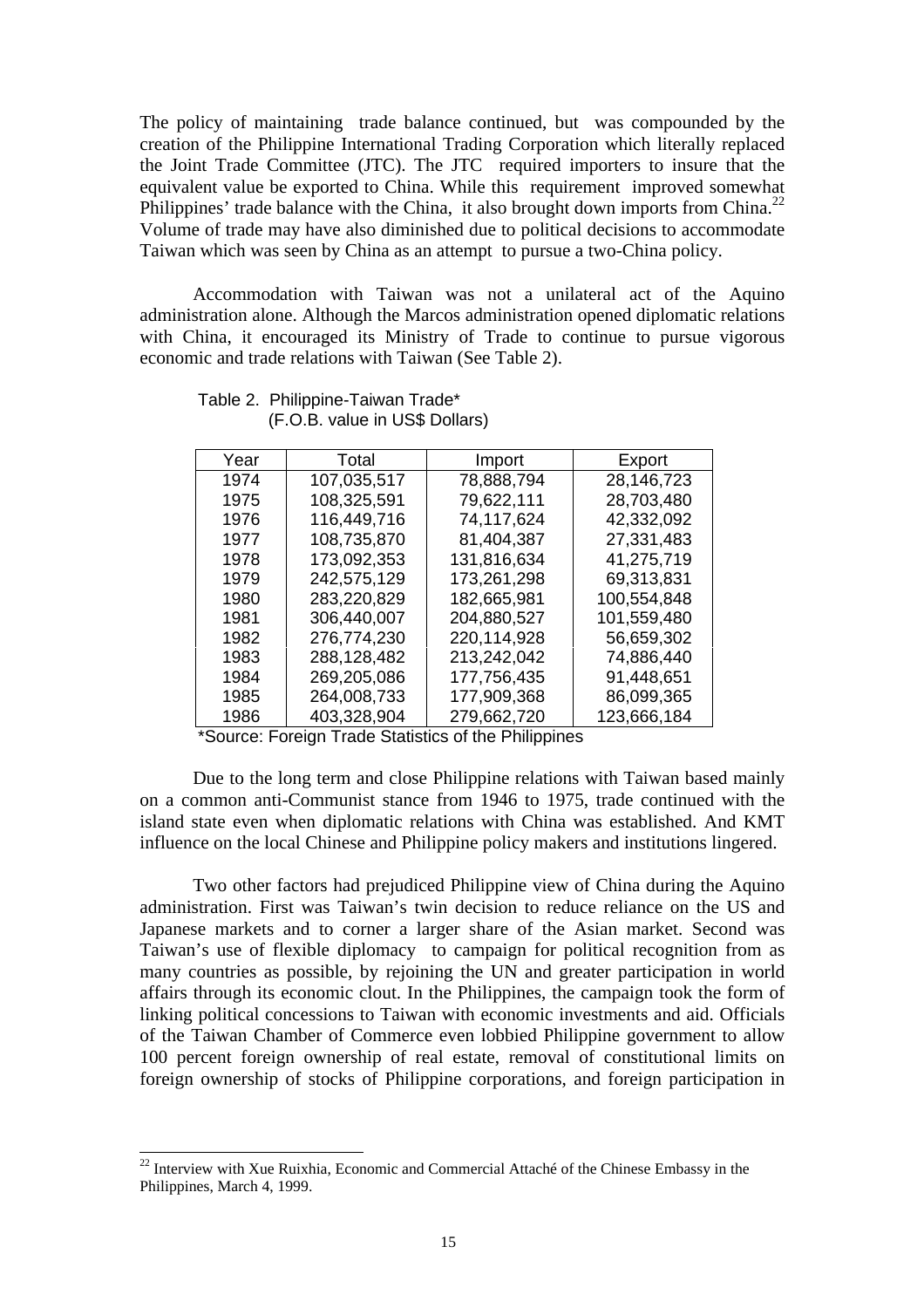The policy of maintaining trade balance continued, but was compounded by the creation of the Philippine International Trading Corporation which literally replaced the Joint Trade Committee (JTC). The JTC required importers to insure that the equivalent value be exported to China. While this requirement improved somewhat Philippines' trade balance with the China, it also brought down imports from China.[22] Volume of trade may have also diminished due to political decisions to accommodate Taiwan which was seen by China as an attempt to pursue a two-China policy.

Accommodation with Taiwan was not a unilateral act of the Aquino administration alone. Although the Marcos administration opened diplomatic relations with China, it encouraged its Ministry of Trade to continue to pursue vigorous economic and trade relations with Taiwan (See Table 2).

Table 2. Philippine-Taiwan Trade*
(F.O.B. value in US$ Dollars)

| Year | Total | Import | Export |
|---|---|---|---|
| 1974 | 107,035,517 | 78,888,794 | 28,146,723 |
| 1975 | 108,325,591 | 79,622,111 | 28,703,480 |
| 1976 | 116,449,716 | 74,117,624 | 42,332,092 |
| 1977 | 108,735,870 | 81,404,387 | 27,331,483 |
| 1978 | 173,092,353 | 131,816,634 | 41,275,719 |
| 1979 | 242,575,129 | 173,261,298 | 69,313,831 |
| 1980 | 283,220,829 | 182,665,981 | 100,554,848 |
| 1981 | 306,440,007 | 204,880,527 | 101,559,480 |
| 1982 | 276,774,230 | 220,114,928 | 56,659,302 |
| 1983 | 288,128,482 | 213,242,042 | 74,886,440 |
| 1984 | 269,205,086 | 177,756,435 | 91,448,651 |
| 1985 | 264,008,733 | 177,909,368 | 86,099,365 |
| 1986 | 403,328,904 | 279,662,720 | 123,666,184 |

*Source: Foreign Trade Statistics of the Philippines

Due to the long term and close Philippine relations with Taiwan based mainly on a common anti-Communist stance from 1946 to 1975, trade continued with the island state even when diplomatic relations with China was established. And KMT influence on the local Chinese and Philippine policy makers and institutions lingered.

Two other factors had prejudiced Philippine view of China during the Aquino administration. First was Taiwan's twin decision to reduce reliance on the US and Japanese markets and to corner a larger share of the Asian market. Second was Taiwan's use of flexible diplomacy to campaign for political recognition from as many countries as possible, by rejoining the UN and greater participation in world affairs through its economic clout. In the Philippines, the campaign took the form of linking political concessions to Taiwan with economic investments and aid. Officials of the Taiwan Chamber of Commerce even lobbied Philippine government to allow 100 percent foreign ownership of real estate, removal of constitutional limits on foreign ownership of stocks of Philippine corporations, and foreign participation in

[22] Interview with Xue Ruixhia, Economic and Commercial Attaché of the Chinese Embassy in the Philippines, March 4, 1999.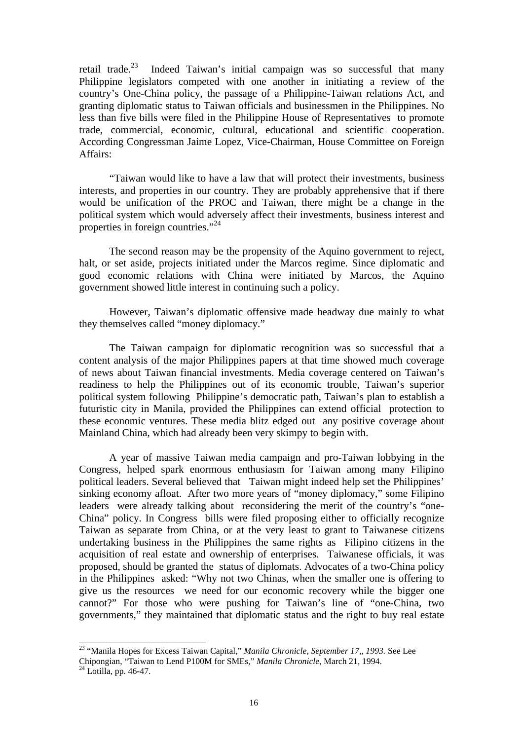retail trade.[23] Indeed Taiwan's initial campaign was so successful that many Philippine legislators competed with one another in initiating a review of the country's One-China policy, the passage of a Philippine-Taiwan relations Act, and granting diplomatic status to Taiwan officials and businessmen in the Philippines. No less than five bills were filed in the Philippine House of Representatives to promote trade, commercial, economic, cultural, educational and scientific cooperation. According Congressman Jaime Lopez, Vice-Chairman, House Committee on Foreign Affairs:

> "Taiwan would like to have a law that will protect their investments, business interests, and properties in our country. They are probably apprehensive that if there would be unification of the PROC and Taiwan, there might be a change in the political system which would adversely affect their investments, business interest and properties in foreign countries."[24]

The second reason may be the propensity of the Aquino government to reject, halt, or set aside, projects initiated under the Marcos regime. Since diplomatic and good economic relations with China were initiated by Marcos, the Aquino government showed little interest in continuing such a policy.

However, Taiwan's diplomatic offensive made headway due mainly to what they themselves called "money diplomacy."

The Taiwan campaign for diplomatic recognition was so successful that a content analysis of the major Philippines papers at that time showed much coverage of news about Taiwan financial investments. Media coverage centered on Taiwan's readiness to help the Philippines out of its economic trouble, Taiwan's superior political system following Philippine's democratic path, Taiwan's plan to establish a futuristic city in Manila, provided the Philippines can extend official protection to these economic ventures. These media blitz edged out any positive coverage about Mainland China, which had already been very skimpy to begin with.

A year of massive Taiwan media campaign and pro-Taiwan lobbying in the Congress, helped spark enormous enthusiasm for Taiwan among many Filipino political leaders. Several believed that Taiwan might indeed help set the Philippines' sinking economy afloat. After two more years of "money diplomacy," some Filipino leaders were already talking about reconsidering the merit of the country's "one-China" policy. In Congress bills were filed proposing either to officially recognize Taiwan as separate from China, or at the very least to grant to Taiwanese citizens undertaking business in the Philippines the same rights as Filipino citizens in the acquisition of real estate and ownership of enterprises. Taiwanese officials, it was proposed, should be granted the status of diplomats. Advocates of a two-China policy in the Philippines asked: "Why not two Chinas, when the smaller one is offering to give us the resources we need for our economic recovery while the bigger one cannot?" For those who were pushing for Taiwan's line of "one-China, two governments," they maintained that diplomatic status and the right to buy real estate

---

[23] "Manila Hopes for Excess Taiwan Capital," *Manila Chronicle, September 17,, 1993.* See Lee Chipongian, "Taiwan to Lend P100M for SMEs," *Manila Chronicle,* March 21, 1994.

[24] Lotilla, pp. 46-47.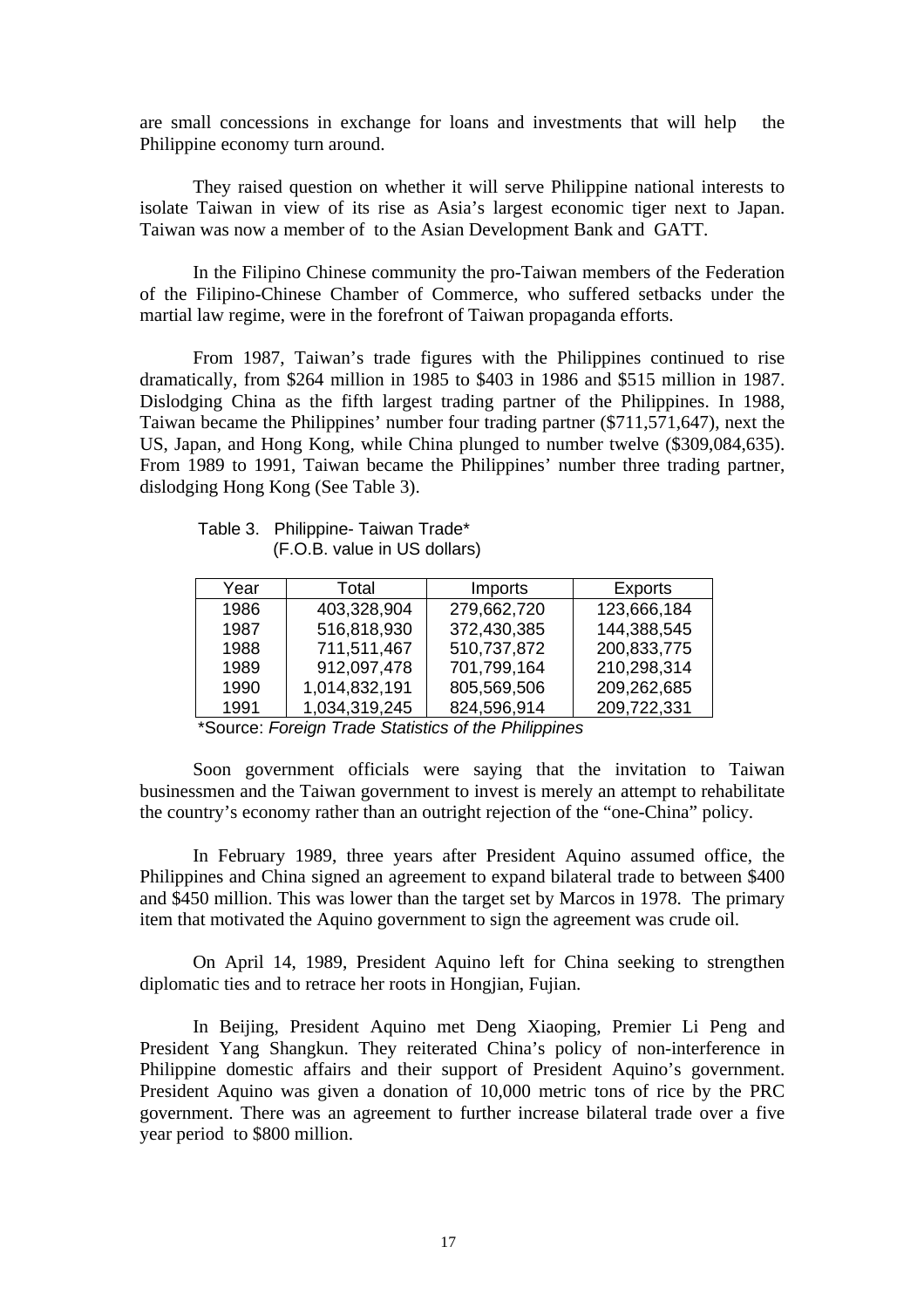are small concessions in exchange for loans and investments that will help the Philippine economy turn around.

They raised question on whether it will serve Philippine national interests to isolate Taiwan in view of its rise as Asia's largest economic tiger next to Japan. Taiwan was now a member of to the Asian Development Bank and GATT.

In the Filipino Chinese community the pro-Taiwan members of the Federation of the Filipino-Chinese Chamber of Commerce, who suffered setbacks under the martial law regime, were in the forefront of Taiwan propaganda efforts.

From 1987, Taiwan's trade figures with the Philippines continued to rise dramatically, from $264 million in 1985 to $403 in 1986 and $515 million in 1987. Dislodging China as the fifth largest trading partner of the Philippines. In 1988, Taiwan became the Philippines' number four trading partner ($711,571,647), next the US, Japan, and Hong Kong, while China plunged to number twelve ($309,084,635). From 1989 to 1991, Taiwan became the Philippines' number three trading partner, dislodging Hong Kong (See Table 3).

Table 3. Philippine- Taiwan Trade*
(F.O.B. value in US dollars)

| Year | Total | Imports | Exports |
|---|---|---|---|
| 1986 | 403,328,904 | 279,662,720 | 123,666,184 |
| 1987 | 516,818,930 | 372,430,385 | 144,388,545 |
| 1988 | 711,511,467 | 510,737,872 | 200,833,775 |
| 1989 | 912,097,478 | 701,799,164 | 210,298,314 |
| 1990 | 1,014,832,191 | 805,569,506 | 209,262,685 |
| 1991 | 1,034,319,245 | 824,596,914 | 209,722,331 |

*Source: *Foreign Trade Statistics of the Philippines*

Soon government officials were saying that the invitation to Taiwan businessmen and the Taiwan government to invest is merely an attempt to rehabilitate the country's economy rather than an outright rejection of the "one-China" policy.

In February 1989, three years after President Aquino assumed office, the Philippines and China signed an agreement to expand bilateral trade to between $400 and $450 million. This was lower than the target set by Marcos in 1978. The primary item that motivated the Aquino government to sign the agreement was crude oil.

On April 14, 1989, President Aquino left for China seeking to strengthen diplomatic ties and to retrace her roots in Hongjian, Fujian.

In Beijing, President Aquino met Deng Xiaoping, Premier Li Peng and President Yang Shangkun. They reiterated China's policy of non-interference in Philippine domestic affairs and their support of President Aquino's government. President Aquino was given a donation of 10,000 metric tons of rice by the PRC government. There was an agreement to further increase bilateral trade over a five year period to $800 million.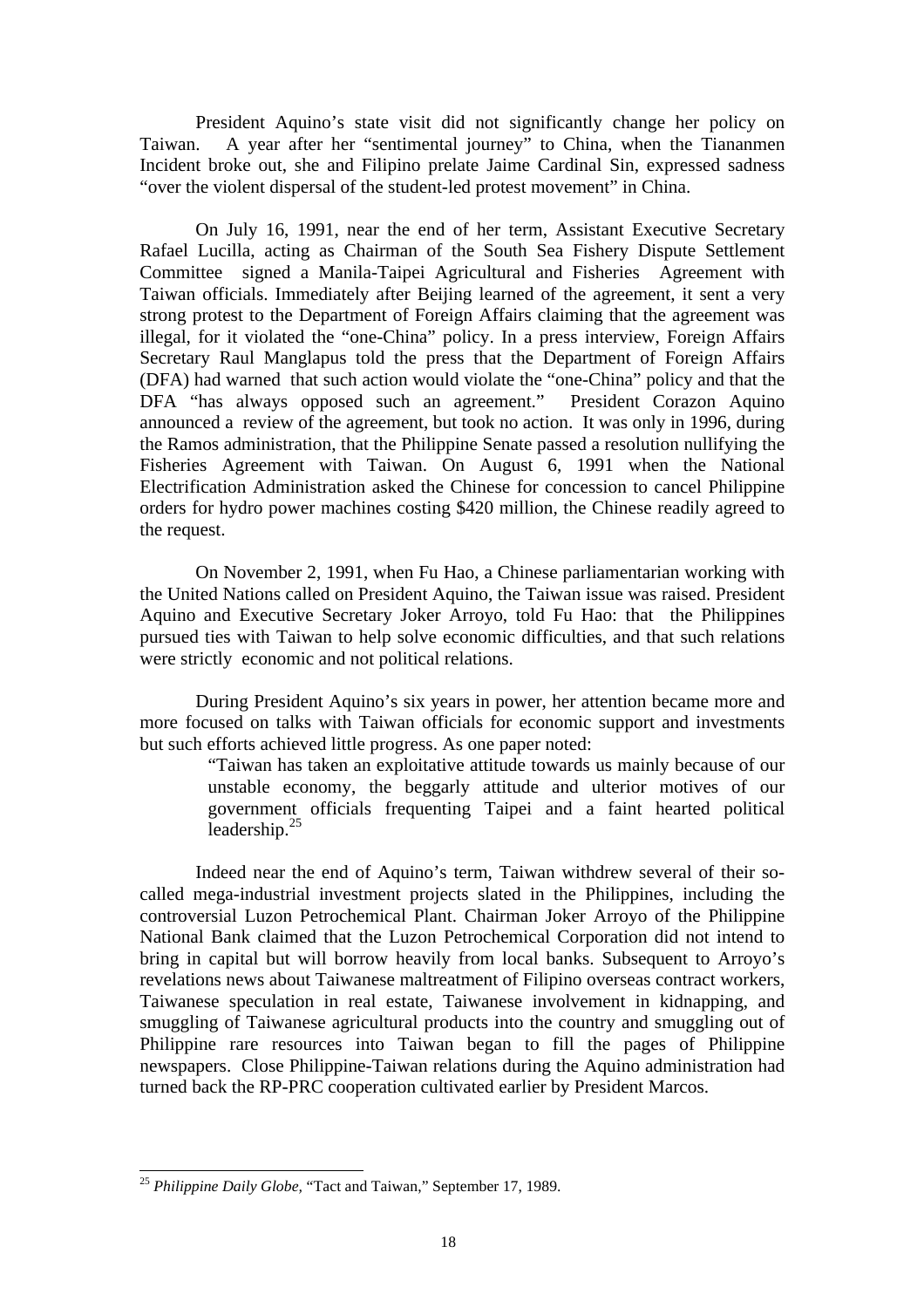President Aquino's state visit did not significantly change her policy on Taiwan. A year after her "sentimental journey" to China, when the Tiananmen Incident broke out, she and Filipino prelate Jaime Cardinal Sin, expressed sadness "over the violent dispersal of the student-led protest movement" in China.

On July 16, 1991, near the end of her term, Assistant Executive Secretary Rafael Lucilla, acting as Chairman of the South Sea Fishery Dispute Settlement Committee signed a Manila-Taipei Agricultural and Fisheries Agreement with Taiwan officials. Immediately after Beijing learned of the agreement, it sent a very strong protest to the Department of Foreign Affairs claiming that the agreement was illegal, for it violated the "one-China" policy. In a press interview, Foreign Affairs Secretary Raul Manglapus told the press that the Department of Foreign Affairs (DFA) had warned that such action would violate the "one-China" policy and that the DFA "has always opposed such an agreement." President Corazon Aquino announced a review of the agreement, but took no action. It was only in 1996, during the Ramos administration, that the Philippine Senate passed a resolution nullifying the Fisheries Agreement with Taiwan. On August 6, 1991 when the National Electrification Administration asked the Chinese for concession to cancel Philippine orders for hydro power machines costing $420 million, the Chinese readily agreed to the request.

On November 2, 1991, when Fu Hao, a Chinese parliamentarian working with the United Nations called on President Aquino, the Taiwan issue was raised. President Aquino and Executive Secretary Joker Arroyo, told Fu Hao: that the Philippines pursued ties with Taiwan to help solve economic difficulties, and that such relations were strictly economic and not political relations.

During President Aquino's six years in power, her attention became more and more focused on talks with Taiwan officials for economic support and investments but such efforts achieved little progress. As one paper noted:

> "Taiwan has taken an exploitative attitude towards us mainly because of our unstable economy, the beggarly attitude and ulterior motives of our government officials frequenting Taipei and a faint hearted political leadership.[25]

Indeed near the end of Aquino's term, Taiwan withdrew several of their so-called mega-industrial investment projects slated in the Philippines, including the controversial Luzon Petrochemical Plant. Chairman Joker Arroyo of the Philippine National Bank claimed that the Luzon Petrochemical Corporation did not intend to bring in capital but will borrow heavily from local banks. Subsequent to Arroyo's revelations news about Taiwanese maltreatment of Filipino overseas contract workers, Taiwanese speculation in real estate, Taiwanese involvement in kidnapping, and smuggling of Taiwanese agricultural products into the country and smuggling out of Philippine rare resources into Taiwan began to fill the pages of Philippine newspapers. Close Philippine-Taiwan relations during the Aquino administration had turned back the RP-PRC cooperation cultivated earlier by President Marcos.

---

[25] *Philippine Daily Globe,* "Tact and Taiwan," September 17, 1989.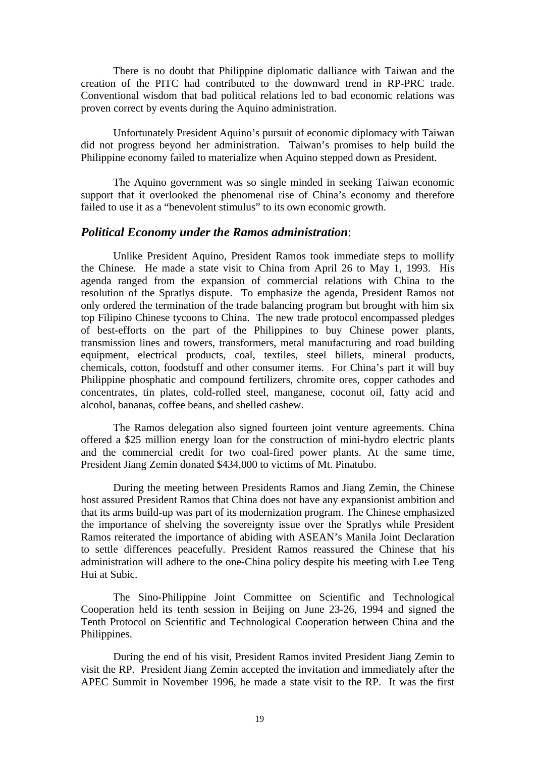There is no doubt that Philippine diplomatic dalliance with Taiwan and the creation of the PITC had contributed to the downward trend in RP-PRC trade. Conventional wisdom that bad political relations led to bad economic relations was proven correct by events during the Aquino administration.

Unfortunately President Aquino's pursuit of economic diplomacy with Taiwan did not progress beyond her administration. Taiwan's promises to help build the Philippine economy failed to materialize when Aquino stepped down as President.

The Aquino government was so single minded in seeking Taiwan economic support that it overlooked the phenomenal rise of China's economy and therefore failed to use it as a "benevolent stimulus" to its own economic growth.

### *Political Economy under the Ramos administration*:

Unlike President Aquino, President Ramos took immediate steps to mollify the Chinese. He made a state visit to China from April 26 to May 1, 1993. His agenda ranged from the expansion of commercial relations with China to the resolution of the Spratlys dispute. To emphasize the agenda, President Ramos not only ordered the termination of the trade balancing program but brought with him six top Filipino Chinese tycoons to China. The new trade protocol encompassed pledges of best-efforts on the part of the Philippines to buy Chinese power plants, transmission lines and towers, transformers, metal manufacturing and road building equipment, electrical products, coal, textiles, steel billets, mineral products, chemicals, cotton, foodstuff and other consumer items. For China's part it will buy Philippine phosphatic and compound fertilizers, chromite ores, copper cathodes and concentrates, tin plates, cold-rolled steel, manganese, coconut oil, fatty acid and alcohol, bananas, coffee beans, and shelled cashew.

The Ramos delegation also signed fourteen joint venture agreements. China offered a $25 million energy loan for the construction of mini-hydro electric plants and the commercial credit for two coal-fired power plants. At the same time, President Jiang Zemin donated $434,000 to victims of Mt. Pinatubo.

During the meeting between Presidents Ramos and Jiang Zemin, the Chinese host assured President Ramos that China does not have any expansionist ambition and that its arms build-up was part of its modernization program. The Chinese emphasized the importance of shelving the sovereignty issue over the Spratlys while President Ramos reiterated the importance of abiding with ASEAN's Manila Joint Declaration to settle differences peacefully. President Ramos reassured the Chinese that his administration will adhere to the one-China policy despite his meeting with Lee Teng Hui at Subic.

The Sino-Philippine Joint Committee on Scientific and Technological Cooperation held its tenth session in Beijing on June 23-26, 1994 and signed the Tenth Protocol on Scientific and Technological Cooperation between China and the Philippines.

During the end of his visit, President Ramos invited President Jiang Zemin to visit the RP. President Jiang Zemin accepted the invitation and immediately after the APEC Summit in November 1996, he made a state visit to the RP. It was the first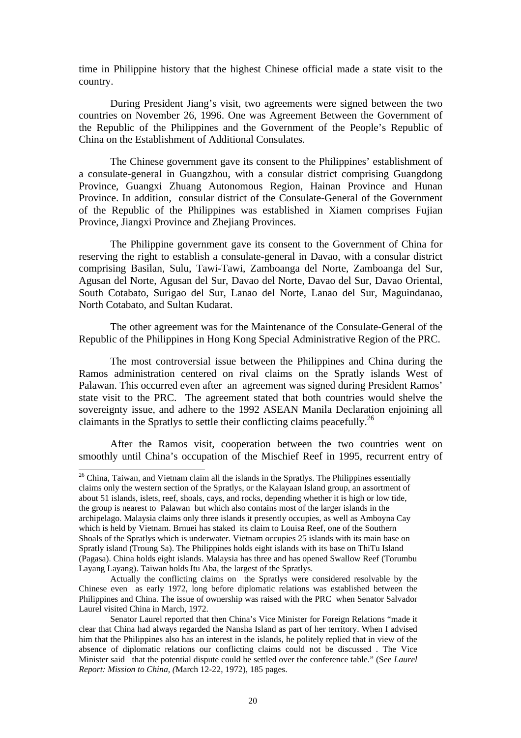time in Philippine history that the highest Chinese official made a state visit to the country.

During President Jiang's visit, two agreements were signed between the two countries on November 26, 1996. One was Agreement Between the Government of the Republic of the Philippines and the Government of the People's Republic of China on the Establishment of Additional Consulates.

The Chinese government gave its consent to the Philippines' establishment of a consulate-general in Guangzhou, with a consular district comprising Guangdong Province, Guangxi Zhuang Autonomous Region, Hainan Province and Hunan Province. In addition, consular district of the Consulate-General of the Government of the Republic of the Philippines was established in Xiamen comprises Fujian Province, Jiangxi Province and Zhejiang Provinces.

The Philippine government gave its consent to the Government of China for reserving the right to establish a consulate-general in Davao, with a consular district comprising Basilan, Sulu, Tawi-Tawi, Zamboanga del Norte, Zamboanga del Sur, Agusan del Norte, Agusan del Sur, Davao del Norte, Davao del Sur, Davao Oriental, South Cotabato, Surigao del Sur, Lanao del Norte, Lanao del Sur, Maguindanao, North Cotabato, and Sultan Kudarat.

The other agreement was for the Maintenance of the Consulate-General of the Republic of the Philippines in Hong Kong Special Administrative Region of the PRC.

The most controversial issue between the Philippines and China during the Ramos administration centered on rival claims on the Spratly islands West of Palawan. This occurred even after an agreement was signed during President Ramos' state visit to the PRC. The agreement stated that both countries would shelve the sovereignty issue, and adhere to the 1992 ASEAN Manila Declaration enjoining all claimants in the Spratlys to settle their conflicting claims peacefully.[26]

After the Ramos visit, cooperation between the two countries went on smoothly until China's occupation of the Mischief Reef in 1995, recurrent entry of

---

[26] China, Taiwan, and Vietnam claim all the islands in the Spratlys. The Philippines essentially claims only the western section of the Spratlys, or the Kalayaan Island group, an assortment of about 51 islands, islets, reef, shoals, cays, and rocks, depending whether it is high or low tide, the group is nearest to Palawan but which also contains most of the larger islands in the archipelago. Malaysia claims only three islands it presently occupies, as well as Amboyna Cay which is held by Vietnam. Brnuei has staked its claim to Louisa Reef, one of the Southern Shoals of the Spratlys which is underwater. Vietnam occupies 25 islands with its main base on Spratly island (Troung Sa). The Philippines holds eight islands with its base on ThiTu Island (Pagasa). China holds eight islands. Malaysia has three and has opened Swallow Reef (Torumbu Layang Layang). Taiwan holds Itu Aba, the largest of the Spratlys.

Actually the conflicting claims on the Spratlys were considered resolvable by the Chinese even as early 1972, long before diplomatic relations was established between the Philippines and China. The issue of ownership was raised with the PRC when Senator Salvador Laurel visited China in March, 1972.

Senator Laurel reported that then China's Vice Minister for Foreign Relations "made it clear that China had always regarded the Nansha Island as part of her territory. When I advised him that the Philippines also has an interest in the islands, he politely replied that in view of the absence of diplomatic relations our conflicting claims could not be discussed . The Vice Minister said that the potential dispute could be settled over the conference table." (See *Laurel Report: Mission to China, (*March 12-22, 1972), 185 pages.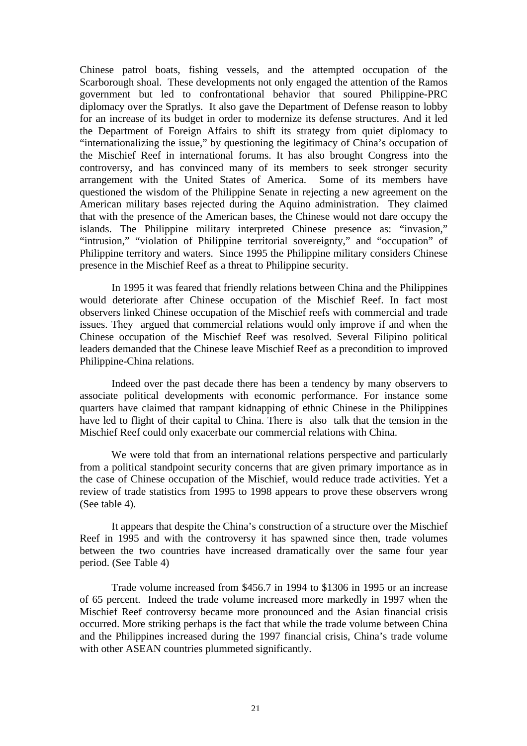Chinese patrol boats, fishing vessels, and the attempted occupation of the Scarborough shoal. These developments not only engaged the attention of the Ramos government but led to confrontational behavior that soured Philippine-PRC diplomacy over the Spratlys. It also gave the Department of Defense reason to lobby for an increase of its budget in order to modernize its defense structures. And it led the Department of Foreign Affairs to shift its strategy from quiet diplomacy to "internationalizing the issue," by questioning the legitimacy of China's occupation of the Mischief Reef in international forums. It has also brought Congress into the controversy, and has convinced many of its members to seek stronger security arrangement with the United States of America. Some of its members have questioned the wisdom of the Philippine Senate in rejecting a new agreement on the American military bases rejected during the Aquino administration. They claimed that with the presence of the American bases, the Chinese would not dare occupy the islands. The Philippine military interpreted Chinese presence as: "invasion," "intrusion," "violation of Philippine territorial sovereignty," and "occupation" of Philippine territory and waters. Since 1995 the Philippine military considers Chinese presence in the Mischief Reef as a threat to Philippine security.

In 1995 it was feared that friendly relations between China and the Philippines would deteriorate after Chinese occupation of the Mischief Reef. In fact most observers linked Chinese occupation of the Mischief reefs with commercial and trade issues. They argued that commercial relations would only improve if and when the Chinese occupation of the Mischief Reef was resolved. Several Filipino political leaders demanded that the Chinese leave Mischief Reef as a precondition to improved Philippine-China relations.

Indeed over the past decade there has been a tendency by many observers to associate political developments with economic performance. For instance some quarters have claimed that rampant kidnapping of ethnic Chinese in the Philippines have led to flight of their capital to China. There is also talk that the tension in the Mischief Reef could only exacerbate our commercial relations with China.

We were told that from an international relations perspective and particularly from a political standpoint security concerns that are given primary importance as in the case of Chinese occupation of the Mischief, would reduce trade activities. Yet a review of trade statistics from 1995 to 1998 appears to prove these observers wrong (See table 4).

It appears that despite the China's construction of a structure over the Mischief Reef in 1995 and with the controversy it has spawned since then, trade volumes between the two countries have increased dramatically over the same four year period. (See Table 4)

Trade volume increased from $456.7 in 1994 to $1306 in 1995 or an increase of 65 percent. Indeed the trade volume increased more markedly in 1997 when the Mischief Reef controversy became more pronounced and the Asian financial crisis occurred. More striking perhaps is the fact that while the trade volume between China and the Philippines increased during the 1997 financial crisis, China's trade volume with other ASEAN countries plummeted significantly.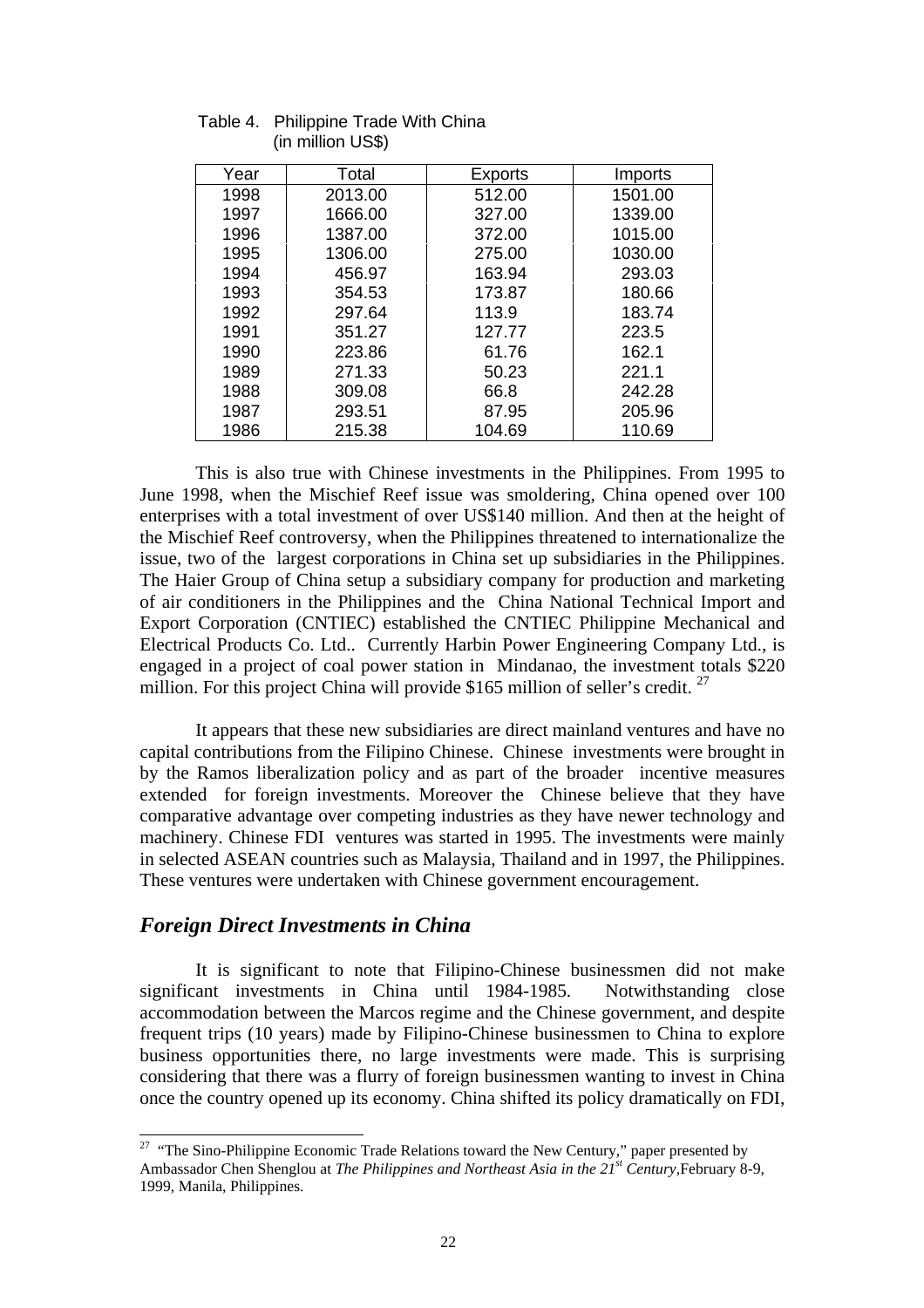Table 4. Philippine Trade With China (in million US$)

| Year | Total | Exports | Imports |
|---|---|---|---|
| 1998 | 2013.00 | 512.00 | 1501.00 |
| 1997 | 1666.00 | 327.00 | 1339.00 |
| 1996 | 1387.00 | 372.00 | 1015.00 |
| 1995 | 1306.00 | 275.00 | 1030.00 |
| 1994 | 456.97 | 163.94 | 293.03 |
| 1993 | 354.53 | 173.87 | 180.66 |
| 1992 | 297.64 | 113.9 | 183.74 |
| 1991 | 351.27 | 127.77 | 223.5 |
| 1990 | 223.86 | 61.76 | 162.1 |
| 1989 | 271.33 | 50.23 | 221.1 |
| 1988 | 309.08 | 66.8 | 242.28 |
| 1987 | 293.51 | 87.95 | 205.96 |
| 1986 | 215.38 | 104.69 | 110.69 |

This is also true with Chinese investments in the Philippines. From 1995 to June 1998, when the Mischief Reef issue was smoldering, China opened over 100 enterprises with a total investment of over US$140 million. And then at the height of the Mischief Reef controversy, when the Philippines threatened to internationalize the issue, two of the largest corporations in China set up subsidiaries in the Philippines. The Haier Group of China setup a subsidiary company for production and marketing of air conditioners in the Philippines and the China National Technical Import and Export Corporation (CNTIEC) established the CNTIEC Philippine Mechanical and Electrical Products Co. Ltd.. Currently Harbin Power Engineering Company Ltd., is engaged in a project of coal power station in Mindanao, the investment totals $220 million. For this project China will provide $165 million of seller's credit. [27]

It appears that these new subsidiaries are direct mainland ventures and have no capital contributions from the Filipino Chinese. Chinese investments were brought in by the Ramos liberalization policy and as part of the broader incentive measures extended for foreign investments. Moreover the Chinese believe that they have comparative advantage over competing industries as they have newer technology and machinery. Chinese FDI ventures was started in 1995. The investments were mainly in selected ASEAN countries such as Malaysia, Thailand and in 1997, the Philippines. These ventures were undertaken with Chinese government encouragement.

## *Foreign Direct Investments in China*

It is significant to note that Filipino-Chinese businessmen did not make significant investments in China until 1984-1985. Notwithstanding close accommodation between the Marcos regime and the Chinese government, and despite frequent trips (10 years) made by Filipino-Chinese businessmen to China to explore business opportunities there, no large investments were made. This is surprising considering that there was a flurry of foreign businessmen wanting to invest in China once the country opened up its economy. China shifted its policy dramatically on FDI,

[27] "The Sino-Philippine Economic Trade Relations toward the New Century," paper presented by Ambassador Chen Shenglou at *The Philippines and Northeast Asia in the 21st Century*, February 8-9, 1999, Manila, Philippines.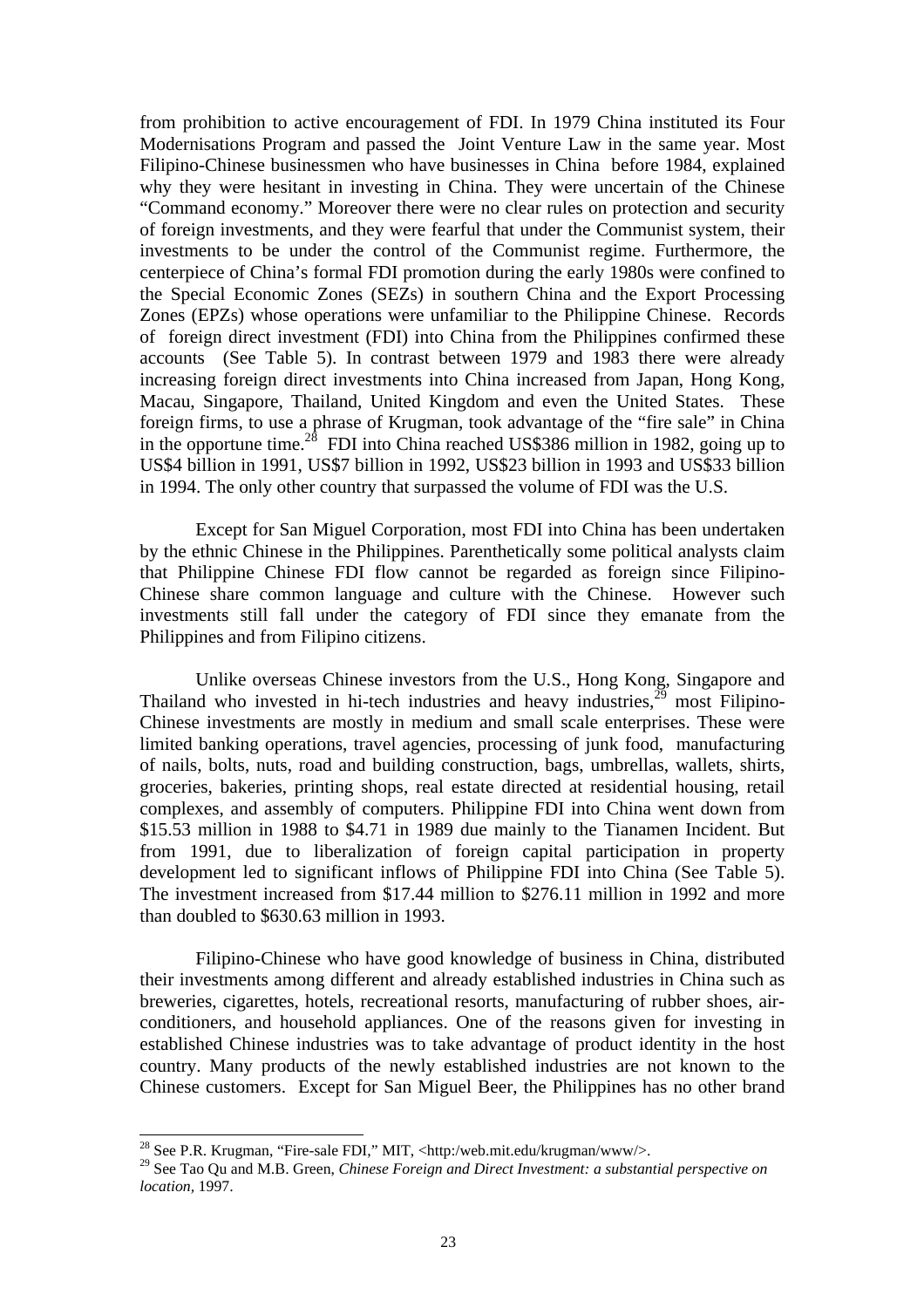from prohibition to active encouragement of FDI. In 1979 China instituted its Four Modernisations Program and passed the  Joint Venture Law in the same year. Most Filipino-Chinese businessmen who have businesses in China  before 1984, explained why they were hesitant in investing in China. They were uncertain of the Chinese "Command economy." Moreover there were no clear rules on protection and security of foreign investments, and they were fearful that under the Communist system, their investments to be under the control of the Communist regime. Furthermore, the centerpiece of China's formal FDI promotion during the early 1980s were confined to the Special Economic Zones (SEZs) in southern China and the Export Processing Zones (EPZs) whose operations were unfamiliar to the Philippine Chinese.  Records of  foreign direct investment (FDI) into China from the Philippines confirmed these accounts  (See Table 5). In contrast between 1979 and 1983 there were already increasing foreign direct investments into China increased from Japan, Hong Kong, Macau, Singapore, Thailand, United Kingdom and even the United States.  These foreign firms, to use a phrase of Krugman, took advantage of the "fire sale" in China in the opportune time.[28]  FDI into China reached US$386 million in 1982, going up to US$4 billion in 1991, US$7 billion in 1992, US$23 billion in 1993 and US$33 billion in 1994. The only other country that surpassed the volume of FDI was the U.S.

Except for San Miguel Corporation, most FDI into China has been undertaken by the ethnic Chinese in the Philippines. Parenthetically some political analysts claim that Philippine Chinese FDI flow cannot be regarded as foreign since Filipino-Chinese share common language and culture with the Chinese.  However such investments still fall under the category of FDI since they emanate from the Philippines and from Filipino citizens.

Unlike overseas Chinese investors from the U.S., Hong Kong, Singapore and Thailand who invested in hi-tech industries and heavy industries,[29] most Filipino-Chinese investments are mostly in medium and small scale enterprises. These were limited banking operations, travel agencies, processing of junk food,  manufacturing of nails, bolts, nuts, road and building construction, bags, umbrellas, wallets, shirts, groceries, bakeries, printing shops, real estate directed at residential housing, retail complexes, and assembly of computers. Philippine FDI into China went down from $15.53 million in 1988 to $4.71 in 1989 due mainly to the Tianamen Incident. But from 1991, due to liberalization of foreign capital participation in property development led to significant inflows of Philippine FDI into China (See Table 5). The investment increased from $17.44 million to $276.11 million in 1992 and more than doubled to $630.63 million in 1993.

Filipino-Chinese who have good knowledge of business in China, distributed their investments among different and already established industries in China such as breweries, cigarettes, hotels, recreational resorts, manufacturing of rubber shoes, air-conditioners, and household appliances. One of the reasons given for investing in established Chinese industries was to take advantage of product identity in the host country. Many products of the newly established industries are not known to the Chinese customers.  Except for San Miguel Beer, the Philippines has no other brand

[28] See P.R. Krugman, "Fire-sale FDI," MIT, <http:/web.mit.edu/krugman/www/>.

[29] See Tao Qu and M.B. Green, *Chinese Foreign and Direct Investment: a substantial perspective on location,* 1997.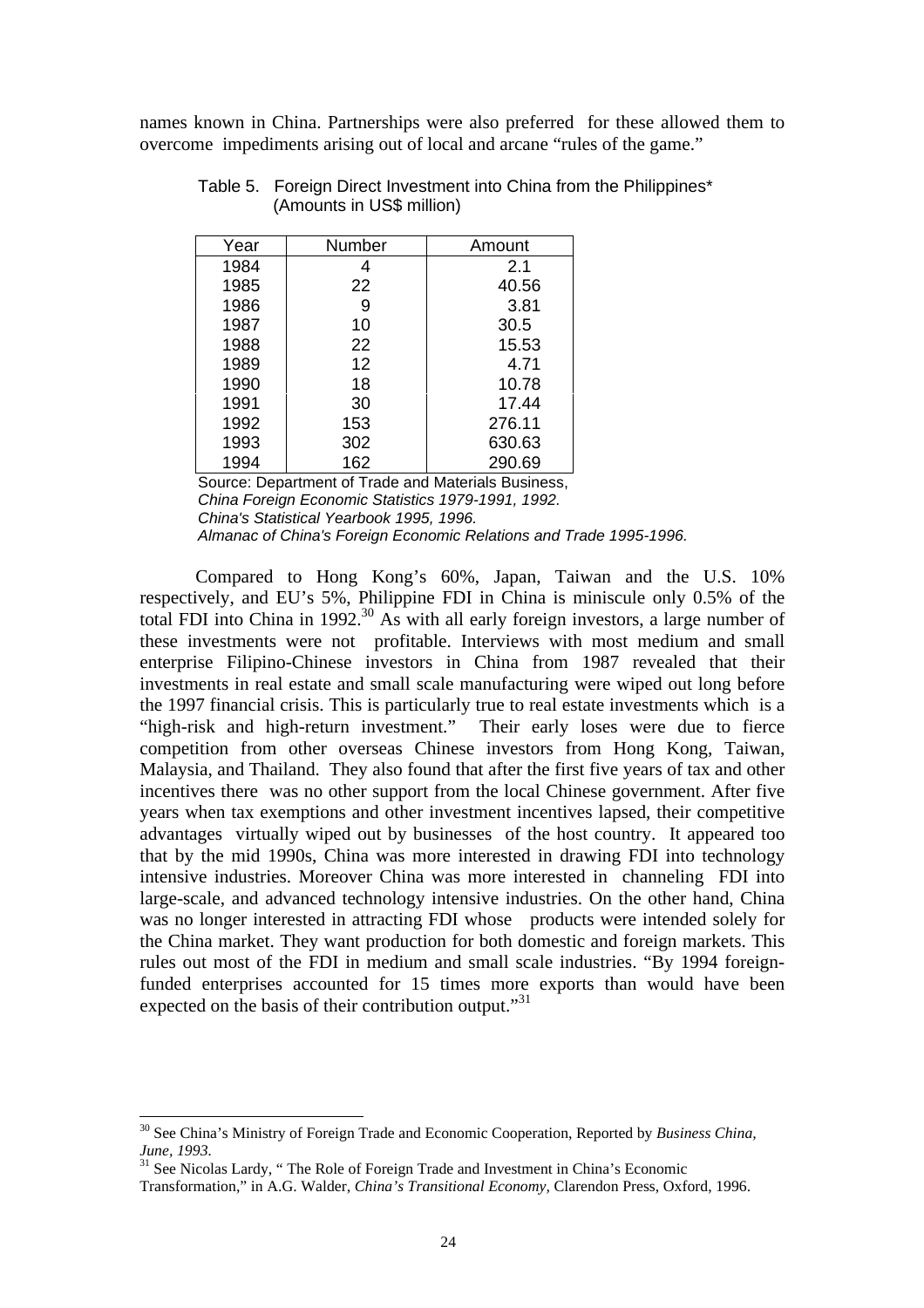names known in China. Partnerships were also preferred for these allowed them to overcome impediments arising out of local and arcane "rules of the game."

Table 5. Foreign Direct Investment into China from the Philippines* (Amounts in US$ million)

| Year | Number | Amount |
|---|---|---|
| 1984 | 4 | 2.1 |
| 1985 | 22 | 40.56 |
| 1986 | 9 | 3.81 |
| 1987 | 10 | 30.5 |
| 1988 | 22 | 15.53 |
| 1989 | 12 | 4.71 |
| 1990 | 18 | 10.78 |
| 1991 | 30 | 17.44 |
| 1992 | 153 | 276.11 |
| 1993 | 302 | 630.63 |
| 1994 | 162 | 290.69 |

Source: Department of Trade and Materials Business,
*China Foreign Economic Statistics 1979-1991, 1992.*
*China's Statistical Yearbook 1995, 1996.*
*Almanac of China's Foreign Economic Relations and Trade 1995-1996.*

Compared to Hong Kong's 60%, Japan, Taiwan and the U.S. 10% respectively, and EU's 5%, Philippine FDI in China is miniscule only 0.5% of the total FDI into China in 1992.[30] As with all early foreign investors, a large number of these investments were not profitable. Interviews with most medium and small enterprise Filipino-Chinese investors in China from 1987 revealed that their investments in real estate and small scale manufacturing were wiped out long before the 1997 financial crisis. This is particularly true to real estate investments which is a "high-risk and high-return investment." Their early loses were due to fierce competition from other overseas Chinese investors from Hong Kong, Taiwan, Malaysia, and Thailand. They also found that after the first five years of tax and other incentives there was no other support from the local Chinese government. After five years when tax exemptions and other investment incentives lapsed, their competitive advantages virtually wiped out by businesses of the host country. It appeared too that by the mid 1990s, China was more interested in drawing FDI into technology intensive industries. Moreover China was more interested in channeling FDI into large-scale, and advanced technology intensive industries. On the other hand, China was no longer interested in attracting FDI whose products were intended solely for the China market. They want production for both domestic and foreign markets. This rules out most of the FDI in medium and small scale industries. "By 1994 foreign-funded enterprises accounted for 15 times more exports than would have been expected on the basis of their contribution output."[31]

---

[30] See China's Ministry of Foreign Trade and Economic Cooperation, Reported by *Business China, June, 1993.*

[31] See Nicolas Lardy, " The Role of Foreign Trade and Investment in China's Economic Transformation," in A.G. Walder, *China's Transitional Economy,* Clarendon Press, Oxford, 1996.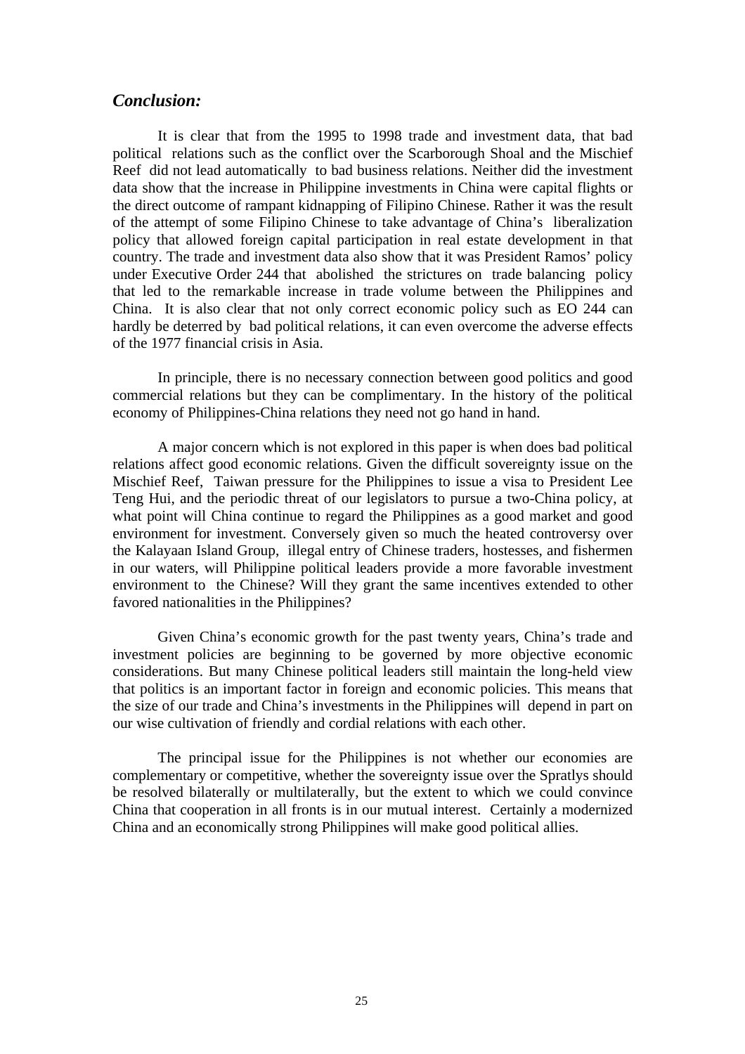## *Conclusion:*

It is clear that from the 1995 to 1998 trade and investment data, that bad political relations such as the conflict over the Scarborough Shoal and the Mischief Reef did not lead automatically to bad business relations. Neither did the investment data show that the increase in Philippine investments in China were capital flights or the direct outcome of rampant kidnapping of Filipino Chinese. Rather it was the result of the attempt of some Filipino Chinese to take advantage of China's liberalization policy that allowed foreign capital participation in real estate development in that country. The trade and investment data also show that it was President Ramos' policy under Executive Order 244 that abolished the strictures on trade balancing policy that led to the remarkable increase in trade volume between the Philippines and China. It is also clear that not only correct economic policy such as EO 244 can hardly be deterred by bad political relations, it can even overcome the adverse effects of the 1977 financial crisis in Asia.

In principle, there is no necessary connection between good politics and good commercial relations but they can be complimentary. In the history of the political economy of Philippines-China relations they need not go hand in hand.

A major concern which is not explored in this paper is when does bad political relations affect good economic relations. Given the difficult sovereignty issue on the Mischief Reef, Taiwan pressure for the Philippines to issue a visa to President Lee Teng Hui, and the periodic threat of our legislators to pursue a two-China policy, at what point will China continue to regard the Philippines as a good market and good environment for investment. Conversely given so much the heated controversy over the Kalayaan Island Group, illegal entry of Chinese traders, hostesses, and fishermen in our waters, will Philippine political leaders provide a more favorable investment environment to the Chinese? Will they grant the same incentives extended to other favored nationalities in the Philippines?

Given China's economic growth for the past twenty years, China's trade and investment policies are beginning to be governed by more objective economic considerations. But many Chinese political leaders still maintain the long-held view that politics is an important factor in foreign and economic policies. This means that the size of our trade and China's investments in the Philippines will depend in part on our wise cultivation of friendly and cordial relations with each other.

The principal issue for the Philippines is not whether our economies are complementary or competitive, whether the sovereignty issue over the Spratlys should be resolved bilaterally or multilaterally, but the extent to which we could convince China that cooperation in all fronts is in our mutual interest. Certainly a modernized China and an economically strong Philippines will make good political allies.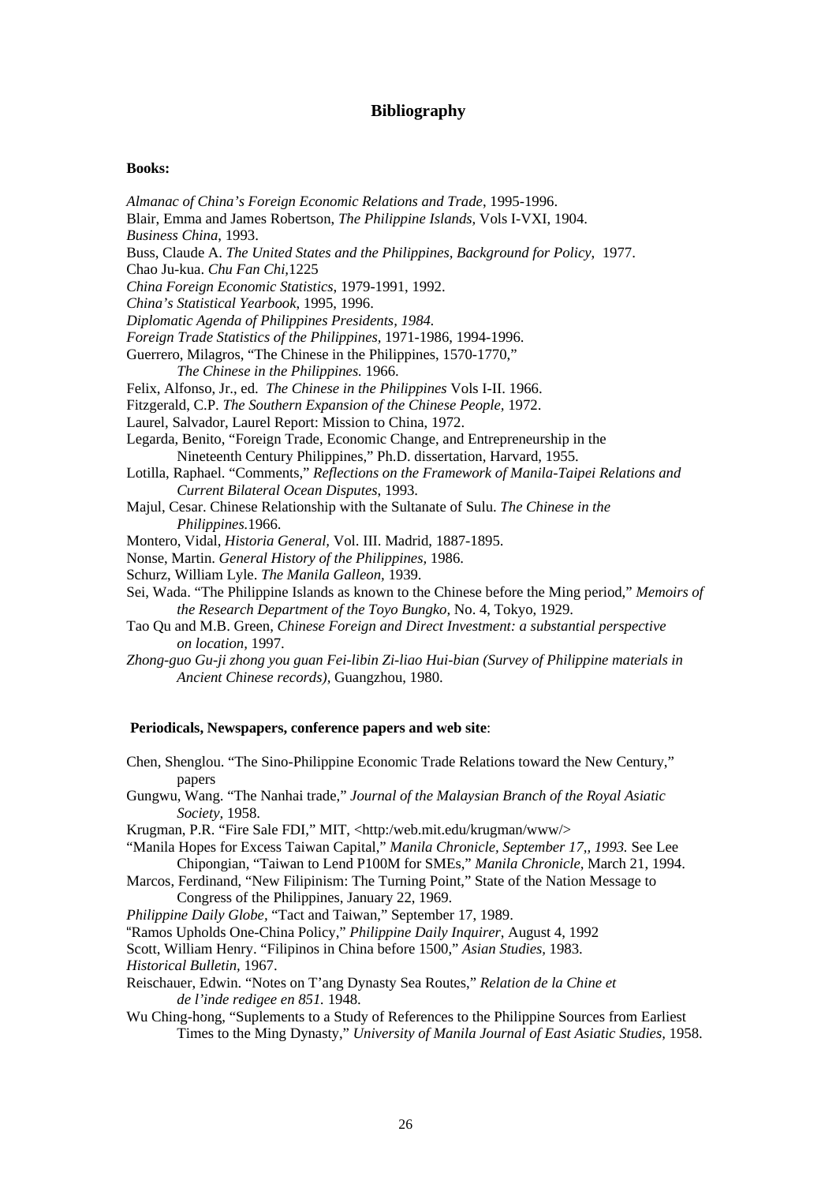# Bibliography

**Books:**

*Almanac of China's Foreign Economic Relations and Trade*, 1995-1996.
Blair, Emma and James Robertson, *The Philippine Islands,* Vols I-VXI, 1904.
*Business China*, 1993.
Buss, Claude A. *The United States and the Philippines, Background for Policy*, 1977.
Chao Ju-kua. *Chu Fan Chi,*1225
*China Foreign Economic Statistics*, 1979-1991, 1992.
*China's Statistical Yearbook*, 1995, 1996.
*Diplomatic Agenda of Philippines Presidents, 1984.*
*Foreign Trade Statistics of the Philippines,* 1971-1986, 1994-1996.
Guerrero, Milagros, "The Chinese in the Philippines, 1570-1770," *The Chinese in the Philippines.* 1966.
Felix, Alfonso, Jr., ed. *The Chinese in the Philippines* Vols I-II. 1966.
Fitzgerald, C.P. *The Southern Expansion of the Chinese People,* 1972.
Laurel, Salvador, Laurel Report: Mission to China, 1972.
Legarda, Benito, "Foreign Trade, Economic Change, and Entrepreneurship in the Nineteenth Century Philippines," Ph.D. dissertation, Harvard, 1955.
Lotilla, Raphael. "Comments," *Reflections on the Framework of Manila-Taipei Relations and Current Bilateral Ocean Disputes*, 1993.
Majul, Cesar. Chinese Relationship with the Sultanate of Sulu. *The Chinese in the Philippines.*1966.
Montero, Vidal, *Historia General,* Vol. III. Madrid, 1887-1895.
Nonse, Martin. *General History of the Philippines,* 1986.
Schurz, William Lyle. *The Manila Galleon,* 1939.
Sei, Wada. "The Philippine Islands as known to the Chinese before the Ming period," *Memoirs of the Research Department of the Toyo Bungko,* No. 4, Tokyo, 1929.
Tao Qu and M.B. Green, *Chinese Foreign and Direct Investment: a substantial perspective on location,* 1997.
*Zhong-guo Gu-ji zhong you guan Fei-libin Zi-liao Hui-bian (Survey of Philippine materials in Ancient Chinese records),* Guangzhou, 1980.

**Periodicals, Newspapers, conference papers and web site**:

Chen, Shenglou. "The Sino-Philippine Economic Trade Relations toward the New Century," papers
Gungwu, Wang. "The Nanhai trade," *Journal of the Malaysian Branch of the Royal Asiatic Society,* 1958.
Krugman, P.R. "Fire Sale FDI," MIT, <http:/web.mit.edu/krugman/www/>
"Manila Hopes for Excess Taiwan Capital," *Manila Chronicle, September 17,, 1993.* See Lee Chipongian, "Taiwan to Lend P100M for SMEs," *Manila Chronicle,* March 21, 1994.
Marcos, Ferdinand, "New Filipinism: The Turning Point," State of the Nation Message to Congress of the Philippines, January 22, 1969.
*Philippine Daily Globe,* "Tact and Taiwan," September 17, 1989.
"Ramos Upholds One-China Policy," *Philippine Daily Inquirer*, August 4, 1992
Scott, William Henry. "Filipinos in China before 1500," *Asian Studies,* 1983.
*Historical Bulletin,* 1967.
Reischauer, Edwin. "Notes on T'ang Dynasty Sea Routes," *Relation de la Chine et de l'inde redigee en 851.* 1948.
Wu Ching-hong, "Suplements to a Study of References to the Philippine Sources from Earliest Times to the Ming Dynasty," *University of Manila Journal of East Asiatic Studies,* 1958.